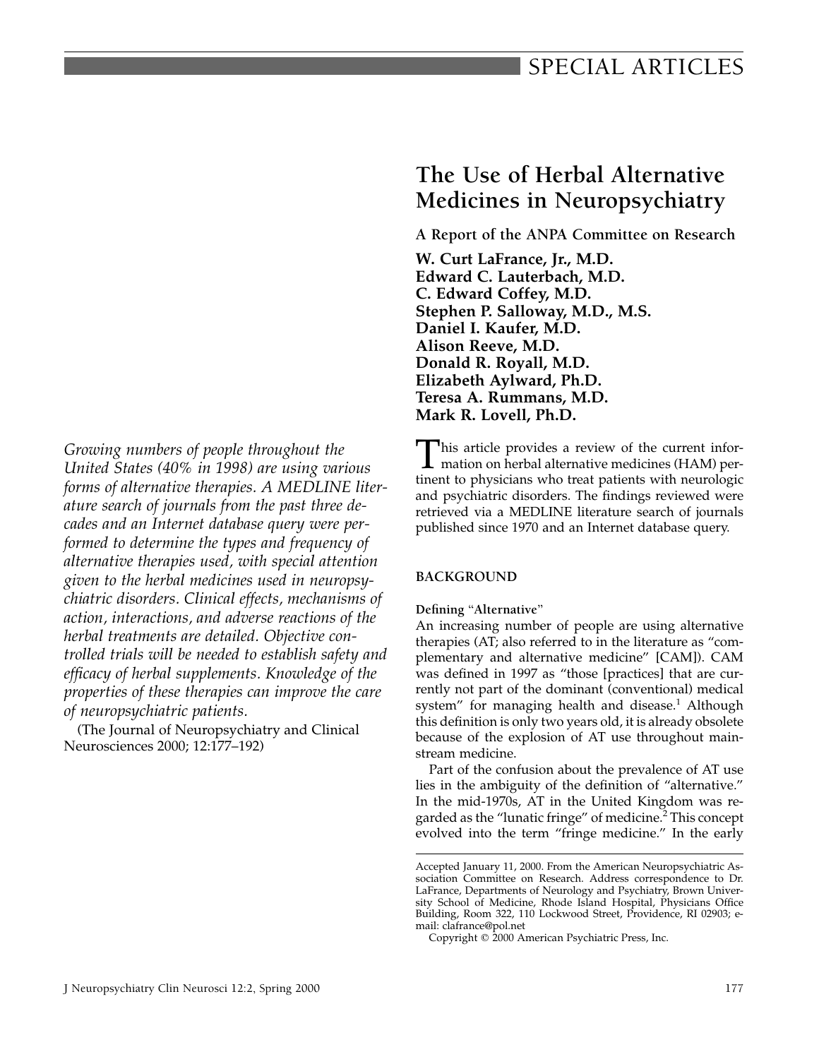SPECIAL ARTICLES

# The Use of Herbal Alternative Medicines in Neuropsychiatry

**A Report of the ANPA Committee on Research**

**W. Curt LaFrance, Jr., M.D.**
**Edward C. Lauterbach, M.D.**
**C. Edward Coffey, M.D.**
**Stephen P. Salloway, M.D., M.S.**
**Daniel I. Kaufer, M.D.**
**Alison Reeve, M.D.**
**Donald R. Royall, M.D.**
**Elizabeth Aylward, Ph.D.**
**Teresa A. Rummans, M.D.**
**Mark R. Lovell, Ph.D.**

*Growing numbers of people throughout the United States (40% in 1998) are using various forms of alternative therapies. A MEDLINE literature search of journals from the past three decades and an Internet database query were performed to determine the types and frequency of alternative therapies used, with special attention given to the herbal medicines used in neuropsychiatric disorders. Clinical effects, mechanisms of action, interactions, and adverse reactions of the herbal treatments are detailed. Objective controlled trials will be needed to establish safety and efficacy of herbal supplements. Knowledge of the properties of these therapies can improve the care of neuropsychiatric patients.*

(The Journal of Neuropsychiatry and Clinical Neurosciences 2000; 12:177–192)

This article provides a review of the current information on herbal alternative medicines (HAM) pertinent to physicians who treat patients with neurologic and psychiatric disorders. The findings reviewed were retrieved via a MEDLINE literature search of journals published since 1970 and an Internet database query.

## BACKGROUND

### Defining "Alternative"

An increasing number of people are using alternative therapies (AT; also referred to in the literature as "complementary and alternative medicine" [CAM]). CAM was defined in 1997 as "those [practices] that are currently not part of the dominant (conventional) medical system" for managing health and disease.[1] Although this definition is only two years old, it is already obsolete because of the explosion of AT use throughout mainstream medicine.

Part of the confusion about the prevalence of AT use lies in the ambiguity of the definition of "alternative." In the mid-1970s, AT in the United Kingdom was regarded as the "lunatic fringe" of medicine.[2] This concept evolved into the term "fringe medicine." In the early

---

Accepted January 11, 2000. From the American Neuropsychiatric Association Committee on Research. Address correspondence to Dr. LaFrance, Departments of Neurology and Psychiatry, Brown University School of Medicine, Rhode Island Hospital, Physicians Office Building, Room 322, 110 Lockwood Street, Providence, RI 02903; e-mail: clafrance@pol.net

Copyright © 2000 American Psychiatric Press, Inc.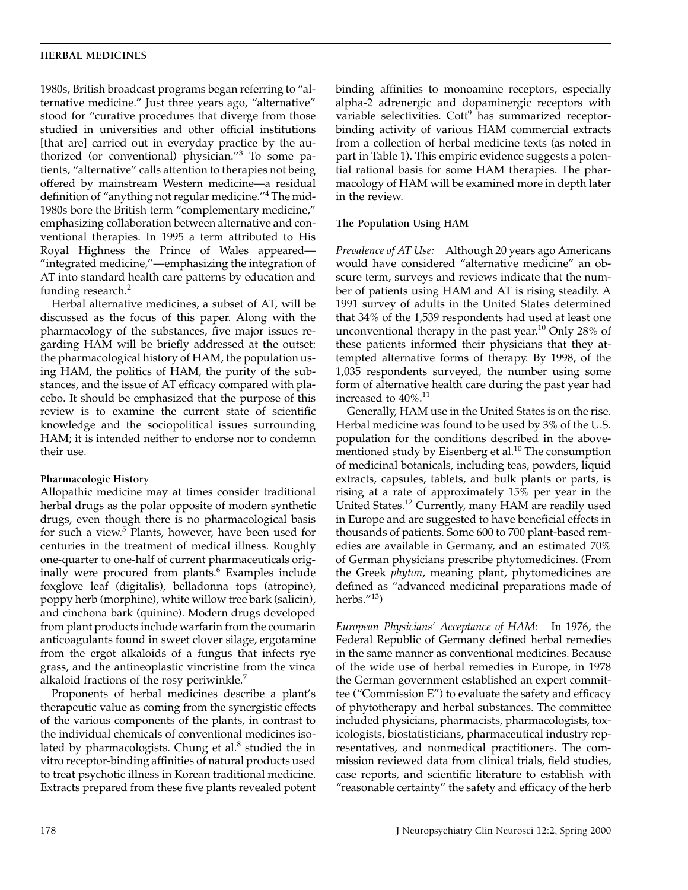1980s, British broadcast programs began referring to "alternative medicine." Just three years ago, "alternative" stood for "curative procedures that diverge from those studied in universities and other official institutions [that are] carried out in everyday practice by the authorized (or conventional) physician."[3] To some patients, "alternative" calls attention to therapies not being offered by mainstream Western medicine—a residual definition of "anything not regular medicine."[4] The mid-1980s bore the British term "complementary medicine," emphasizing collaboration between alternative and conventional therapies. In 1995 a term attributed to His Royal Highness the Prince of Wales appeared—"integrated medicine,"—emphasizing the integration of AT into standard health care patterns by education and funding research.[2]

Herbal alternative medicines, a subset of AT, will be discussed as the focus of this paper. Along with the pharmacology of the substances, five major issues regarding HAM will be briefly addressed at the outset: the pharmacological history of HAM, the population using HAM, the politics of HAM, the purity of the substances, and the issue of AT efficacy compared with placebo. It should be emphasized that the purpose of this review is to examine the current state of scientific knowledge and the sociopolitical issues surrounding HAM; it is intended neither to endorse nor to condemn their use.

### Pharmacologic History

Allopathic medicine may at times consider traditional herbal drugs as the polar opposite of modern synthetic drugs, even though there is no pharmacological basis for such a view.[5] Plants, however, have been used for centuries in the treatment of medical illness. Roughly one-quarter to one-half of current pharmaceuticals originally were procured from plants.[6] Examples include foxglove leaf (digitalis), belladonna tops (atropine), poppy herb (morphine), white willow tree bark (salicin), and cinchona bark (quinine). Modern drugs developed from plant products include warfarin from the coumarin anticoagulants found in sweet clover silage, ergotamine from the ergot alkaloids of a fungus that infects rye grass, and the antineoplastic vincristine from the vinca alkaloid fractions of the rosy periwinkle.[7]

Proponents of herbal medicines describe a plant's therapeutic value as coming from the synergistic effects of the various components of the plants, in contrast to the individual chemicals of conventional medicines isolated by pharmacologists. Chung et al.[8] studied the in vitro receptor-binding affinities of natural products used to treat psychotic illness in Korean traditional medicine. Extracts prepared from these five plants revealed potent binding affinities to monoamine receptors, especially alpha-2 adrenergic and dopaminergic receptors with variable selectivities. Cott[9] has summarized receptor-binding activity of various HAM commercial extracts from a collection of herbal medicine texts (as noted in part in Table 1). This empiric evidence suggests a potential rational basis for some HAM therapies. The pharmacology of HAM will be examined more in depth later in the review.

### The Population Using HAM

*Prevalence of AT Use:* Although 20 years ago Americans would have considered "alternative medicine" an obscure term, surveys and reviews indicate that the number of patients using HAM and AT is rising steadily. A 1991 survey of adults in the United States determined that 34% of the 1,539 respondents had used at least one unconventional therapy in the past year.[10] Only 28% of these patients informed their physicians that they attempted alternative forms of therapy. By 1998, of the 1,035 respondents surveyed, the number using some form of alternative health care during the past year had increased to 40%.[11]

Generally, HAM use in the United States is on the rise. Herbal medicine was found to be used by 3% of the U.S. population for the conditions described in the above-mentioned study by Eisenberg et al.[10] The consumption of medicinal botanicals, including teas, powders, liquid extracts, capsules, tablets, and bulk plants or parts, is rising at a rate of approximately 15% per year in the United States.[12] Currently, many HAM are readily used in Europe and are suggested to have beneficial effects in thousands of patients. Some 600 to 700 plant-based remedies are available in Germany, and an estimated 70% of German physicians prescribe phytomedicines. (From the Greek *phyton*, meaning plant, phytomedicines are defined as "advanced medicinal preparations made of herbs."[13])

*European Physicians' Acceptance of HAM:* In 1976, the Federal Republic of Germany defined herbal remedies in the same manner as conventional medicines. Because of the wide use of herbal remedies in Europe, in 1978 the German government established an expert committee ("Commission E") to evaluate the safety and efficacy of phytotherapy and herbal substances. The committee included physicians, pharmacists, pharmacologists, toxicologists, biostatisticians, pharmaceutical industry representatives, and nonmedical practitioners. The commission reviewed data from clinical trials, field studies, case reports, and scientific literature to establish with "reasonable certainty" the safety and efficacy of the herb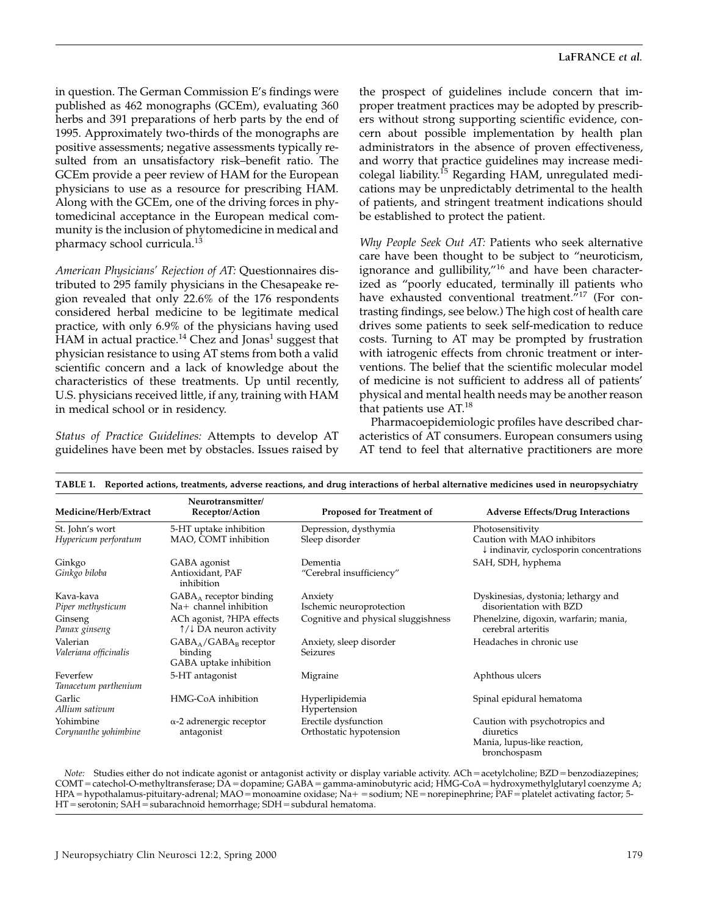in question. The German Commission E's findings were published as 462 monographs (GCEm), evaluating 360 herbs and 391 preparations of herb parts by the end of 1995. Approximately two-thirds of the monographs are positive assessments; negative assessments typically resulted from an unsatisfactory risk–benefit ratio. The GCEm provide a peer review of HAM for the European physicians to use as a resource for prescribing HAM. Along with the GCEm, one of the driving forces in phytomedicinal acceptance in the European medical community is the inclusion of phytomedicine in medical and pharmacy school curricula.[13]

*American Physicians' Rejection of AT:* Questionnaires distributed to 295 family physicians in the Chesapeake region revealed that only 22.6% of the 176 respondents considered herbal medicine to be legitimate medical practice, with only 6.9% of the physicians having used HAM in actual practice.[14] Chez and Jonas[1] suggest that physician resistance to using AT stems from both a valid scientific concern and a lack of knowledge about the characteristics of these treatments. Up until recently, U.S. physicians received little, if any, training with HAM in medical school or in residency.

*Status of Practice Guidelines:* Attempts to develop AT guidelines have been met by obstacles. Issues raised by the prospect of guidelines include concern that improper treatment practices may be adopted by prescribers without strong supporting scientific evidence, concern about possible implementation by health plan administrators in the absence of proven effectiveness, and worry that practice guidelines may increase medicolegal liability.[15] Regarding HAM, unregulated medications may be unpredictably detrimental to the health of patients, and stringent treatment indications should be established to protect the patient.

*Why People Seek Out AT:* Patients who seek alternative care have been thought to be subject to "neuroticism, ignorance and gullibility,"[16] and have been characterized as "poorly educated, terminally ill patients who have exhausted conventional treatment."[17] (For contrasting findings, see below.) The high cost of health care drives some patients to seek self-medication to reduce costs. Turning to AT may be prompted by frustration with iatrogenic effects from chronic treatment or interventions. The belief that the scientific molecular model of medicine is not sufficient to address all of patients' physical and mental health needs may be another reason that patients use AT.[18]

Pharmacoepidemiologic profiles have described characteristics of AT consumers. European consumers using AT tend to feel that alternative practitioners are more

**TABLE 1. Reported actions, treatments, adverse reactions, and drug interactions of herbal alternative medicines used in neuropsychiatry**

| Medicine/Herb/Extract | Neurotransmitter/ Receptor/Action | Proposed for Treatment of | Adverse Effects/Drug Interactions |
|---|---|---|---|
| St. John's wort *Hypericum perforatum* | 5-HT uptake inhibition MAO, COMT inhibition | Depression, dysthymia Sleep disorder | Photosensitivity Caution with MAO inhibitors ↓ indinavir, cyclosporin concentrations |
| Ginkgo *Ginkgo biloba* | GABA agonist Antioxidant, PAF inhibition | Dementia "Cerebral insufficiency" | SAH, SDH, hyphema |
| Kava-kava *Piper methysticum* | $GABA_A$ receptor binding Na+ channel inhibition | Anxiety Ischemic neuroprotection | Dyskinesias, dystonia; lethargy and disorientation with BZD |
| Ginseng *Panax ginseng* | ACh agonist, ?HPA effects ↑/↓ DA neuron activity | Cognitive and physical sluggishness | Phenelzine, digoxin, warfarin; mania, cerebral arteritis |
| Valerian *Valeriana officinalis* | $GABA_A$/$GABA_B$ receptor binding GABA uptake inhibition | Anxiety, sleep disorder Seizures | Headaches in chronic use |
| Feverfew *Tanacetum parthenium* | 5-HT antagonist | Migraine | Aphthous ulcers |
| Garlic *Allium sativum* | HMG-CoA inhibition | Hyperlipidemia Hypertension | Spinal epidural hematoma |
| Yohimbine *Corynanthe yohimbine* | α-2 adrenergic receptor antagonist | Erectile dysfunction Orthostatic hypotension | Caution with psychotropics and diuretics Mania, lupus-like reaction, bronchospasm |

*Note:* Studies either do not indicate agonist or antagonist activity or display variable activity. ACh = acetylcholine; BZD = benzodiazepines; COMT = catechol-O-methyltransferase; DA = dopamine; GABA = gamma-aminobutyric acid; HMG-CoA = hydroxymethylglutaryl coenzyme A; HPA = hypothalamus-pituitary-adrenal; MAO = monoamine oxidase; Na+ = sodium; NE = norepinephrine; PAF = platelet activating factor; 5-HT = serotonin; SAH = subarachnoid hemorrhage; SDH = subdural hematoma.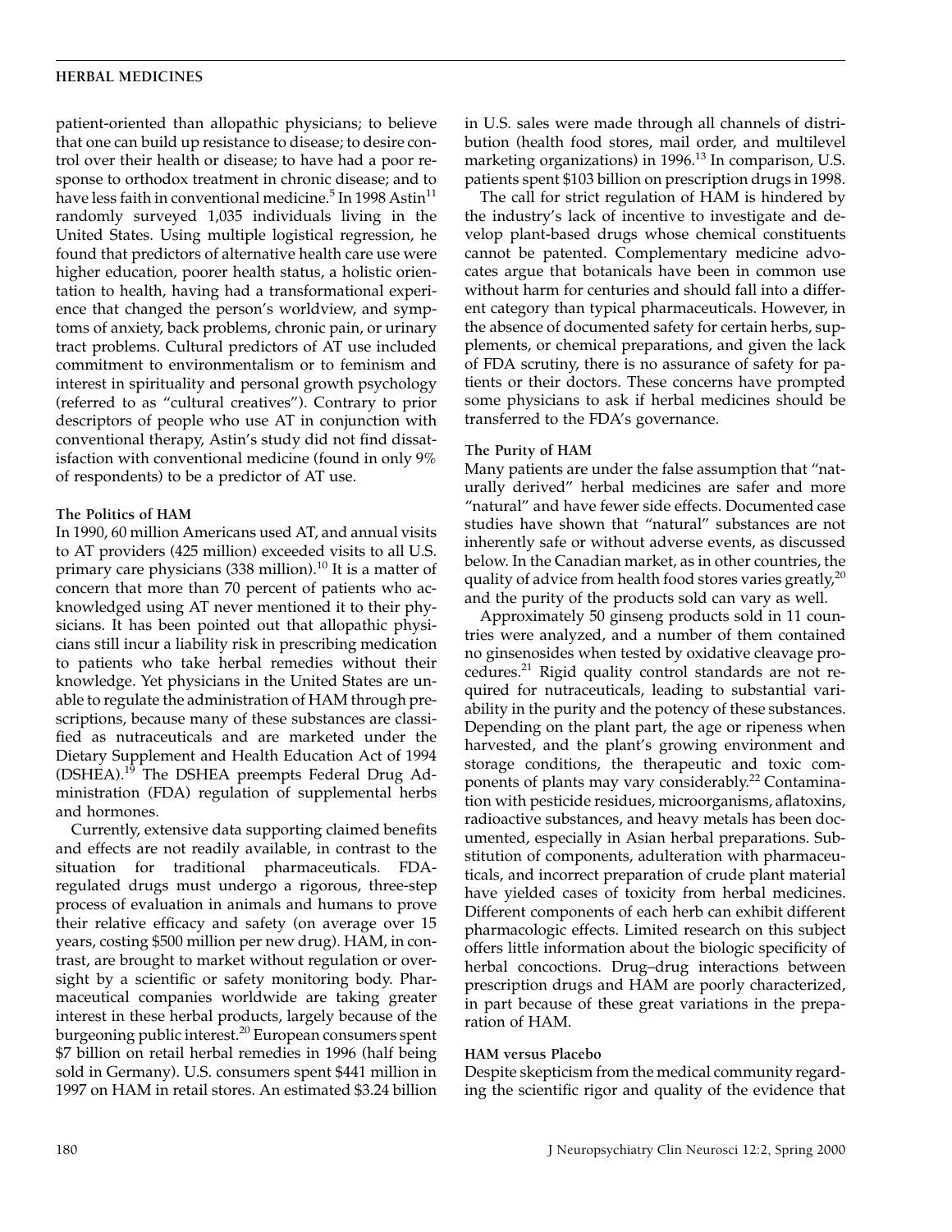patient-oriented than allopathic physicians; to believe that one can build up resistance to disease; to desire control over their health or disease; to have had a poor response to orthodox treatment in chronic disease; and to have less faith in conventional medicine.[5] In 1998 Astin[11] randomly surveyed 1,035 individuals living in the United States. Using multiple logistical regression, he found that predictors of alternative health care use were higher education, poorer health status, a holistic orientation to health, having had a transformational experience that changed the person's worldview, and symptoms of anxiety, back problems, chronic pain, or urinary tract problems. Cultural predictors of AT use included commitment to environmentalism or to feminism and interest in spirituality and personal growth psychology (referred to as "cultural creatives"). Contrary to prior descriptors of people who use AT in conjunction with conventional therapy, Astin's study did not find dissatisfaction with conventional medicine (found in only 9% of respondents) to be a predictor of AT use.

### The Politics of HAM

In 1990, 60 million Americans used AT, and annual visits to AT providers (425 million) exceeded visits to all U.S. primary care physicians (338 million).[10] It is a matter of concern that more than 70 percent of patients who acknowledged using AT never mentioned it to their physicians. It has been pointed out that allopathic physicians still incur a liability risk in prescribing medication to patients who take herbal remedies without their knowledge. Yet physicians in the United States are unable to regulate the administration of HAM through prescriptions, because many of these substances are classified as nutraceuticals and are marketed under the Dietary Supplement and Health Education Act of 1994 (DSHEA).[19] The DSHEA preempts Federal Drug Administration (FDA) regulation of supplemental herbs and hormones.

Currently, extensive data supporting claimed benefits and effects are not readily available, in contrast to the situation for traditional pharmaceuticals. FDA-regulated drugs must undergo a rigorous, three-step process of evaluation in animals and humans to prove their relative efficacy and safety (on average over 15 years, costing $500 million per new drug). HAM, in contrast, are brought to market without regulation or oversight by a scientific or safety monitoring body. Pharmaceutical companies worldwide are taking greater interest in these herbal products, largely because of the burgeoning public interest.[20] European consumers spent $7 billion on retail herbal remedies in 1996 (half being sold in Germany). U.S. consumers spent $441 million in 1997 on HAM in retail stores. An estimated $3.24 billion in U.S. sales were made through all channels of distribution (health food stores, mail order, and multilevel marketing organizations) in 1996.[13] In comparison, U.S. patients spent $103 billion on prescription drugs in 1998.

The call for strict regulation of HAM is hindered by the industry's lack of incentive to investigate and develop plant-based drugs whose chemical constituents cannot be patented. Complementary medicine advocates argue that botanicals have been in common use without harm for centuries and should fall into a different category than typical pharmaceuticals. However, in the absence of documented safety for certain herbs, supplements, or chemical preparations, and given the lack of FDA scrutiny, there is no assurance of safety for patients or their doctors. These concerns have prompted some physicians to ask if herbal medicines should be transferred to the FDA's governance.

### The Purity of HAM

Many patients are under the false assumption that "naturally derived" herbal medicines are safer and more "natural" and have fewer side effects. Documented case studies have shown that "natural" substances are not inherently safe or without adverse events, as discussed below. In the Canadian market, as in other countries, the quality of advice from health food stores varies greatly,[20] and the purity of the products sold can vary as well.

Approximately 50 ginseng products sold in 11 countries were analyzed, and a number of them contained no ginsenosides when tested by oxidative cleavage procedures.[21] Rigid quality control standards are not required for nutraceuticals, leading to substantial variability in the purity and the potency of these substances. Depending on the plant part, the age or ripeness when harvested, and the plant's growing environment and storage conditions, the therapeutic and toxic components of plants may vary considerably.[22] Contamination with pesticide residues, microorganisms, aflatoxins, radioactive substances, and heavy metals has been documented, especially in Asian herbal preparations. Substitution of components, adulteration with pharmaceuticals, and incorrect preparation of crude plant material have yielded cases of toxicity from herbal medicines. Different components of each herb can exhibit different pharmacologic effects. Limited research on this subject offers little information about the biologic specificity of herbal concoctions. Drug–drug interactions between prescription drugs and HAM are poorly characterized, in part because of these great variations in the preparation of HAM.

### HAM versus Placebo

Despite skepticism from the medical community regarding the scientific rigor and quality of the evidence that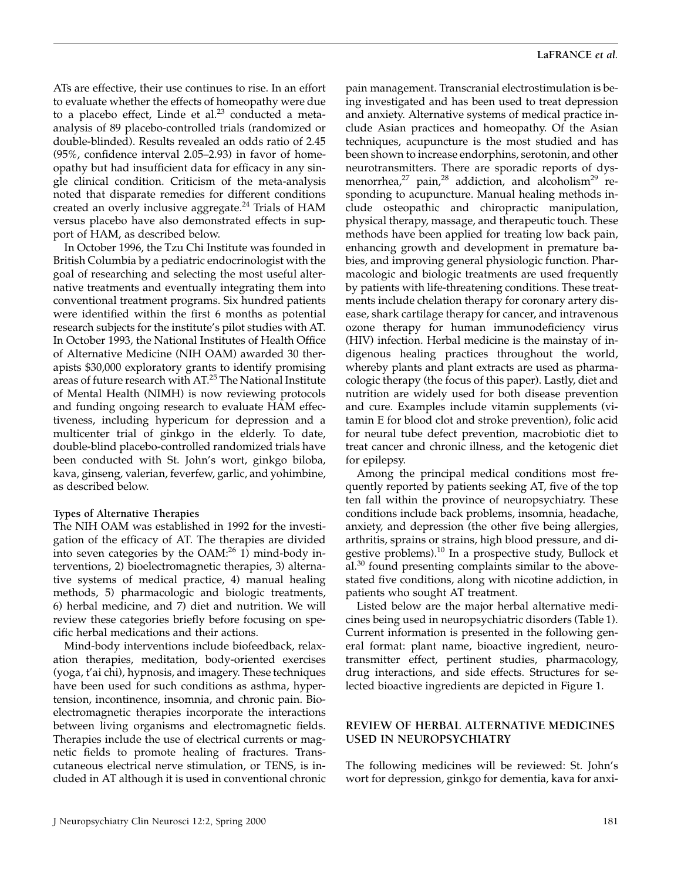ATs are effective, their use continues to rise. In an effort to evaluate whether the effects of homeopathy were due to a placebo effect, Linde et al.[23] conducted a meta-analysis of 89 placebo-controlled trials (randomized or double-blinded). Results revealed an odds ratio of 2.45 (95%, confidence interval 2.05–2.93) in favor of homeopathy but had insufficient data for efficacy in any single clinical condition. Criticism of the meta-analysis noted that disparate remedies for different conditions created an overly inclusive aggregate.[24] Trials of HAM versus placebo have also demonstrated effects in support of HAM, as described below.

In October 1996, the Tzu Chi Institute was founded in British Columbia by a pediatric endocrinologist with the goal of researching and selecting the most useful alternative treatments and eventually integrating them into conventional treatment programs. Six hundred patients were identified within the first 6 months as potential research subjects for the institute's pilot studies with AT. In October 1993, the National Institutes of Health Office of Alternative Medicine (NIH OAM) awarded 30 therapists $30,000 exploratory grants to identify promising areas of future research with AT.[25] The National Institute of Mental Health (NIMH) is now reviewing protocols and funding ongoing research to evaluate HAM effectiveness, including hypericum for depression and a multicenter trial of ginkgo in the elderly. To date, double-blind placebo-controlled randomized trials have been conducted with St. John's wort, ginkgo biloba, kava, ginseng, valerian, feverfew, garlic, and yohimbine, as described below.

### Types of Alternative Therapies

The NIH OAM was established in 1992 for the investigation of the efficacy of AT. The therapies are divided into seven categories by the OAM:[26] 1) mind-body interventions, 2) bioelectromagnetic therapies, 3) alternative systems of medical practice, 4) manual healing methods, 5) pharmacologic and biologic treatments, 6) herbal medicine, and 7) diet and nutrition. We will review these categories briefly before focusing on specific herbal medications and their actions.

Mind-body interventions include biofeedback, relaxation therapies, meditation, body-oriented exercises (yoga, t'ai chi), hypnosis, and imagery. These techniques have been used for such conditions as asthma, hypertension, incontinence, insomnia, and chronic pain. Bioelectromagnetic therapies incorporate the interactions between living organisms and electromagnetic fields. Therapies include the use of electrical currents or magnetic fields to promote healing of fractures. Transcutaneous electrical nerve stimulation, or TENS, is included in AT although it is used in conventional chronic pain management. Transcranial electrostimulation is being investigated and has been used to treat depression and anxiety. Alternative systems of medical practice include Asian practices and homeopathy. Of the Asian techniques, acupuncture is the most studied and has been shown to increase endorphins, serotonin, and other neurotransmitters. There are sporadic reports of dysmenorrhea,[27] pain,[28] addiction, and alcoholism[29] responding to acupuncture. Manual healing methods include osteopathic and chiropractic manipulation, physical therapy, massage, and therapeutic touch. These methods have been applied for treating low back pain, enhancing growth and development in premature babies, and improving general physiologic function. Pharmacologic and biologic treatments are used frequently by patients with life-threatening conditions. These treatments include chelation therapy for coronary artery disease, shark cartilage therapy for cancer, and intravenous ozone therapy for human immunodeficiency virus (HIV) infection. Herbal medicine is the mainstay of indigenous healing practices throughout the world, whereby plants and plant extracts are used as pharmacologic therapy (the focus of this paper). Lastly, diet and nutrition are widely used for both disease prevention and cure. Examples include vitamin supplements (vitamin E for blood clot and stroke prevention), folic acid for neural tube defect prevention, macrobiotic diet to treat cancer and chronic illness, and the ketogenic diet for epilepsy.

Among the principal medical conditions most frequently reported by patients seeking AT, five of the top ten fall within the province of neuropsychiatry. These conditions include back problems, insomnia, headache, anxiety, and depression (the other five being allergies, arthritis, sprains or strains, high blood pressure, and digestive problems).[10] In a prospective study, Bullock et al.[30] found presenting complaints similar to the above-stated five conditions, along with nicotine addiction, in patients who sought AT treatment.

Listed below are the major herbal alternative medicines being used in neuropsychiatric disorders (Table 1). Current information is presented in the following general format: plant name, bioactive ingredient, neurotransmitter effect, pertinent studies, pharmacology, drug interactions, and side effects. Structures for selected bioactive ingredients are depicted in Figure 1.

## REVIEW OF HERBAL ALTERNATIVE MEDICINES USED IN NEUROPSYCHIATRY

The following medicines will be reviewed: St. John's wort for depression, ginkgo for dementia, kava for anxi-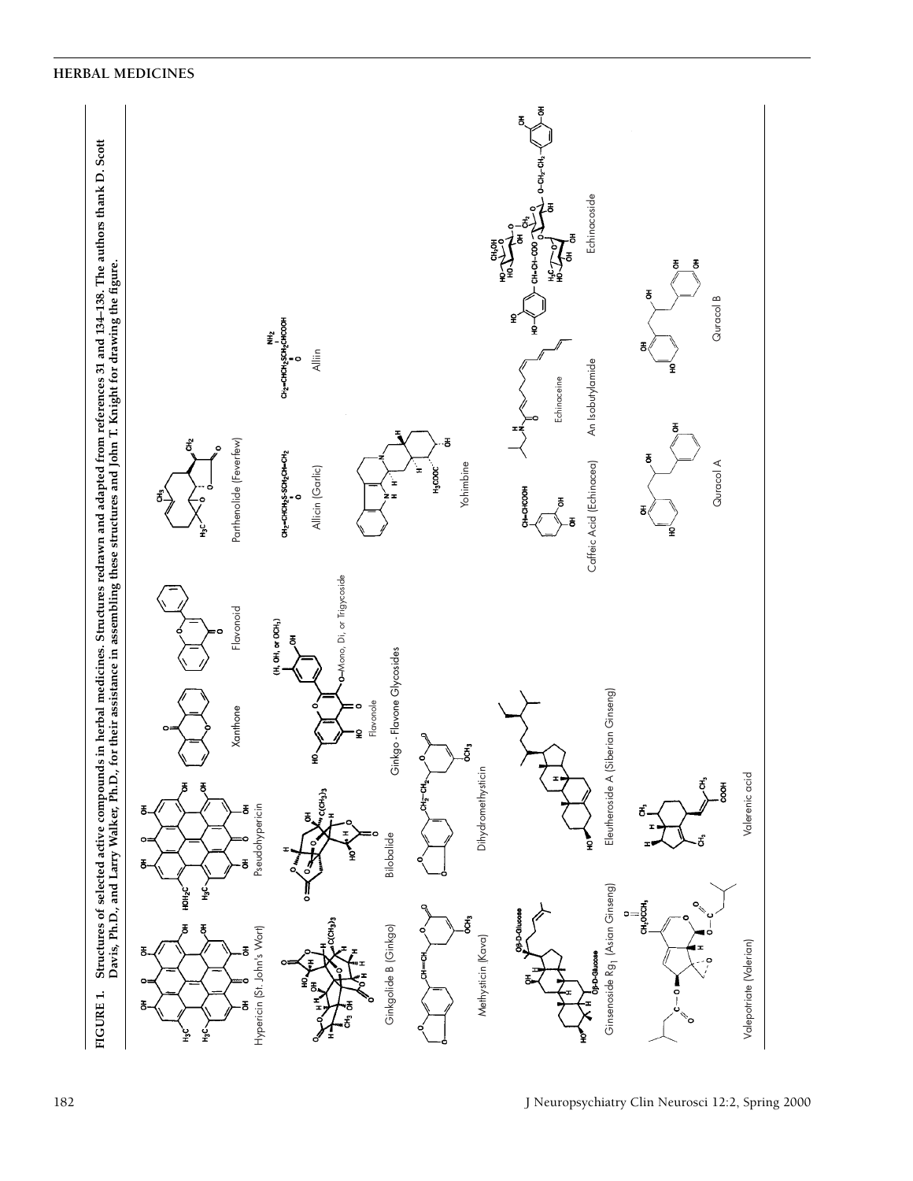**FIGURE 1. Structures of selected active compounds in herbal medicines. Structures redrawn and adapted from references 31 and 134–138. The authors thank D. Scott Davis, Ph.D., and Larry Walker, Ph.D., for their assistance in assembling these structures and John T. Knight for drawing the figure.**

Hypericin (St. John's Wort)

Pseudohypericin

Xanthone

Flavonoid

Parthenolide (Feverfew)

Ginkgolide B (Ginkgo)

Bilobalide

Flavonole

Ginkgo - Flavone Glycosides

Allicin (Garlic)

Alliin

Methysticin (Kava)

Dihydromethysticin

Yohimbine

Ginsenoside $Rg_1$ (Asian Ginseng)

Eleutheroside A (Siberian Ginseng)

Caffeic Acid (Echinacea)

Echinaceine

An Isobutylamide

Echinacoside

Valepotriate (Valerian)

Valerenic acid

Quracol A

Quracol B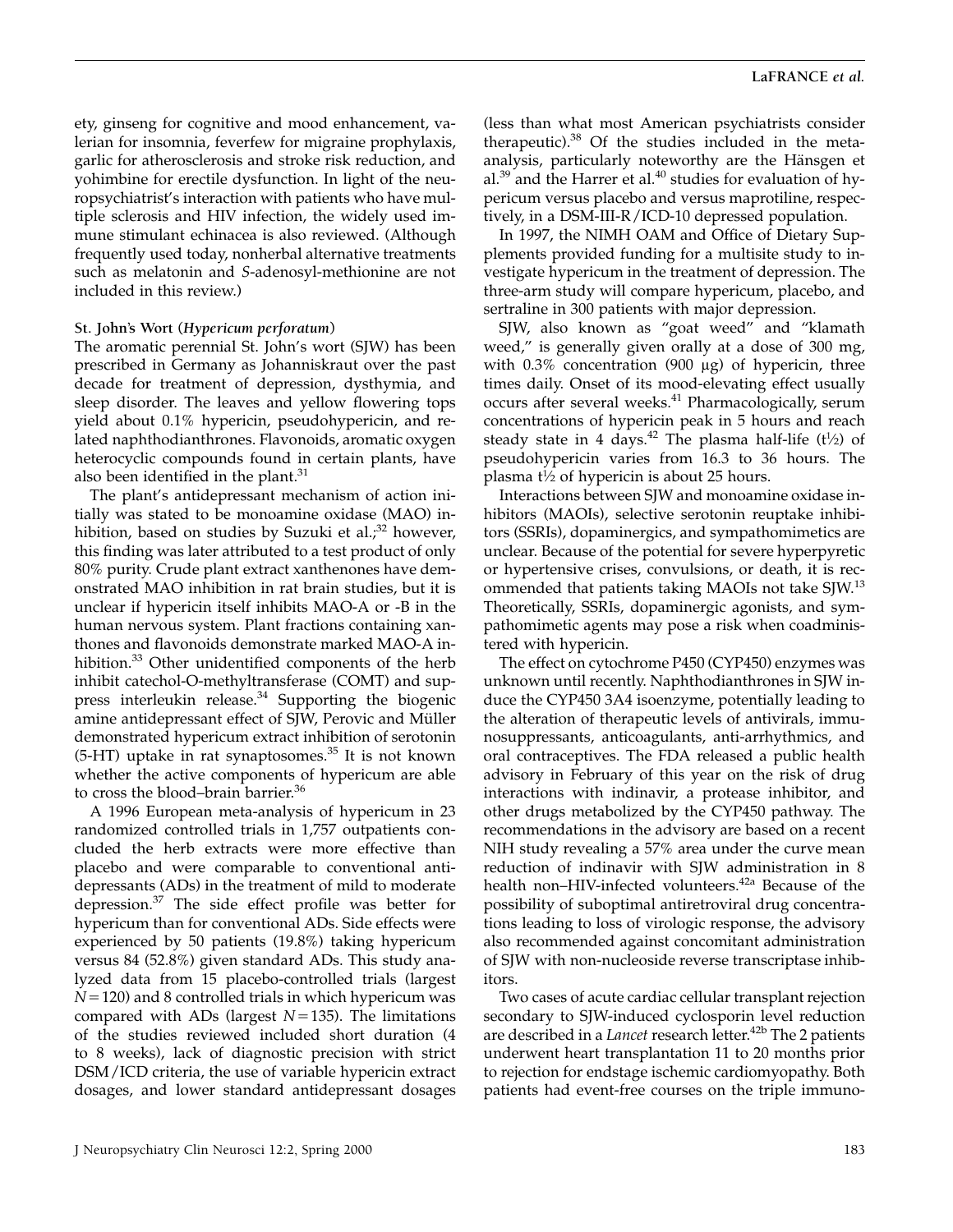ety, ginseng for cognitive and mood enhancement, valerian for insomnia, feverfew for migraine prophylaxis, garlic for atherosclerosis and stroke risk reduction, and yohimbine for erectile dysfunction. In light of the neuropsychiatrist's interaction with patients who have multiple sclerosis and HIV infection, the widely used immune stimulant echinacea is also reviewed. (Although frequently used today, nonherbal alternative treatments such as melatonin and *S*-adenosyl-methionine are not included in this review.)

### St. John's Wort (*Hypericum perforatum*)

The aromatic perennial St. John's wort (SJW) has been prescribed in Germany as Johanniskraut over the past decade for treatment of depression, dysthymia, and sleep disorder. The leaves and yellow flowering tops yield about 0.1% hypericin, pseudohypericin, and related naphthodianthrones. Flavonoids, aromatic oxygen heterocyclic compounds found in certain plants, have also been identified in the plant.[31]

The plant's antidepressant mechanism of action initially was stated to be monoamine oxidase (MAO) inhibition, based on studies by Suzuki et al.;[32] however, this finding was later attributed to a test product of only 80% purity. Crude plant extract xanthenones have demonstrated MAO inhibition in rat brain studies, but it is unclear if hypericin itself inhibits MAO-A or -B in the human nervous system. Plant fractions containing xanthones and flavonoids demonstrate marked MAO-A inhibition.[33] Other unidentified components of the herb inhibit catechol-O-methyltransferase (COMT) and suppress interleukin release.[34] Supporting the biogenic amine antidepressant effect of SJW, Perovic and Müller demonstrated hypericum extract inhibition of serotonin (5-HT) uptake in rat synaptosomes.[35] It is not known whether the active components of hypericum are able to cross the blood–brain barrier.[36]

A 1996 European meta-analysis of hypericum in 23 randomized controlled trials in 1,757 outpatients concluded the herb extracts were more effective than placebo and were comparable to conventional antidepressants (ADs) in the treatment of mild to moderate depression.[37] The side effect profile was better for hypericum than for conventional ADs. Side effects were experienced by 50 patients (19.8%) taking hypericum versus 84 (52.8%) given standard ADs. This study analyzed data from 15 placebo-controlled trials (largest $N = 120$) and 8 controlled trials in which hypericum was compared with ADs (largest $N = 135$). The limitations of the studies reviewed included short duration (4 to 8 weeks), lack of diagnostic precision with strict DSM/ICD criteria, the use of variable hypericin extract dosages, and lower standard antidepressant dosages (less than what most American psychiatrists consider therapeutic).[38] Of the studies included in the meta-analysis, particularly noteworthy are the Hänsgen et al.[39] and the Harrer et al.[40] studies for evaluation of hypericum versus placebo and versus maprotiline, respectively, in a DSM-III-R/ICD-10 depressed population.

In 1997, the NIMH OAM and Office of Dietary Supplements provided funding for a multisite study to investigate hypericum in the treatment of depression. The three-arm study will compare hypericum, placebo, and sertraline in 300 patients with major depression.

SJW, also known as "goat weed" and "klamath weed," is generally given orally at a dose of 300 mg, with 0.3% concentration (900 μg) of hypericin, three times daily. Onset of its mood-elevating effect usually occurs after several weeks.[41] Pharmacologically, serum concentrations of hypericin peak in 5 hours and reach steady state in 4 days.[42] The plasma half-life ($t\frac{1}{2}$) of pseudohypericin varies from 16.3 to 36 hours. The plasma $t\frac{1}{2}$ of hypericin is about 25 hours.

Interactions between SJW and monoamine oxidase inhibitors (MAOIs), selective serotonin reuptake inhibitors (SSRIs), dopaminergics, and sympathomimetics are unclear. Because of the potential for severe hyperpyretic or hypertensive crises, convulsions, or death, it is recommended that patients taking MAOIs not take SJW.[13] Theoretically, SSRIs, dopaminergic agonists, and sympathomimetic agents may pose a risk when coadministered with hypericin.

The effect on cytochrome P450 (CYP450) enzymes was unknown until recently. Naphthodianthrones in SJW induce the CYP450 3A4 isoenzyme, potentially leading to the alteration of therapeutic levels of antivirals, immunosuppressants, anticoagulants, anti-arrhythmics, and oral contraceptives. The FDA released a public health advisory in February of this year on the risk of drug interactions with indinavir, a protease inhibitor, and other drugs metabolized by the CYP450 pathway. The recommendations in the advisory are based on a recent NIH study revealing a 57% area under the curve mean reduction of indinavir with SJW administration in 8 health non–HIV-infected volunteers.[42a] Because of the possibility of suboptimal antiretroviral drug concentrations leading to loss of virologic response, the advisory also recommended against concomitant administration of SJW with non-nucleoside reverse transcriptase inhibitors.

Two cases of acute cardiac cellular transplant rejection secondary to SJW-induced cyclosporin level reduction are described in a *Lancet* research letter.[42b] The 2 patients underwent heart transplantation 11 to 20 months prior to rejection for endstage ischemic cardiomyopathy. Both patients had event-free courses on the triple immuno-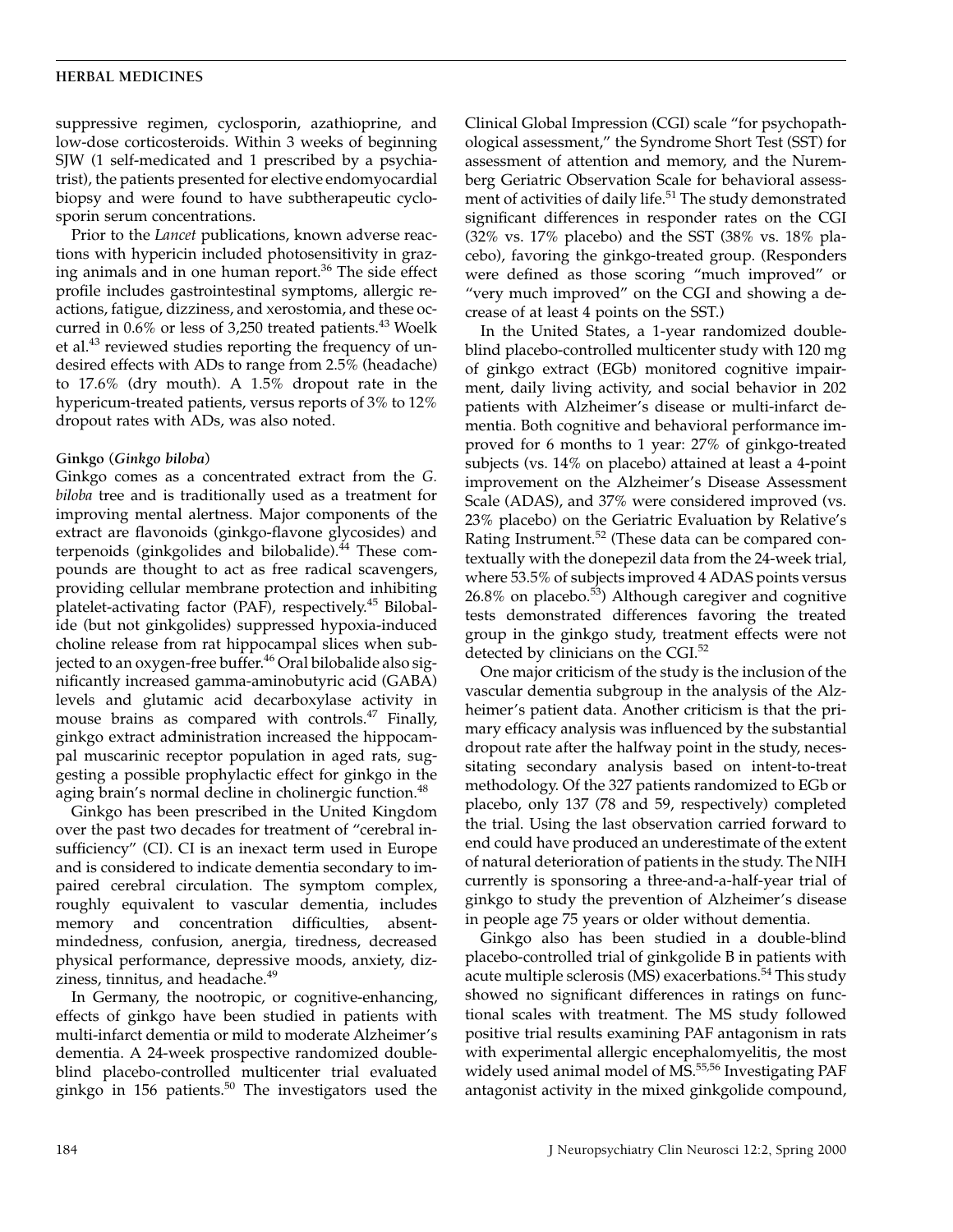suppressive regimen, cyclosporin, azathioprine, and low-dose corticosteroids. Within 3 weeks of beginning SJW (1 self-medicated and 1 prescribed by a psychiatrist), the patients presented for elective endomyocardial biopsy and were found to have subtherapeutic cyclosporin serum concentrations.

Prior to the *Lancet* publications, known adverse reactions with hypericin included photosensitivity in grazing animals and in one human report.[36] The side effect profile includes gastrointestinal symptoms, allergic reactions, fatigue, dizziness, and xerostomia, and these occurred in 0.6% or less of 3,250 treated patients.[43] Woelk et al.[43] reviewed studies reporting the frequency of undesired effects with ADs to range from 2.5% (headache) to 17.6% (dry mouth). A 1.5% dropout rate in the hypericum-treated patients, versus reports of 3% to 12% dropout rates with ADs, was also noted.

### Ginkgo (*Ginkgo biloba*)

Ginkgo comes as a concentrated extract from the *G. biloba* tree and is traditionally used as a treatment for improving mental alertness. Major components of the extract are flavonoids (ginkgo-flavone glycosides) and terpenoids (ginkgolides and bilobalide).[44] These compounds are thought to act as free radical scavengers, providing cellular membrane protection and inhibiting platelet-activating factor (PAF), respectively.[45] Bilobalide (but not ginkgolides) suppressed hypoxia-induced choline release from rat hippocampal slices when subjected to an oxygen-free buffer.[46] Oral bilobalide also significantly increased gamma-aminobutyric acid (GABA) levels and glutamic acid decarboxylase activity in mouse brains as compared with controls.[47] Finally, ginkgo extract administration increased the hippocampal muscarinic receptor population in aged rats, suggesting a possible prophylactic effect for ginkgo in the aging brain's normal decline in cholinergic function.[48]

Ginkgo has been prescribed in the United Kingdom over the past two decades for treatment of "cerebral insufficiency" (CI). CI is an inexact term used in Europe and is considered to indicate dementia secondary to impaired cerebral circulation. The symptom complex, roughly equivalent to vascular dementia, includes memory and concentration difficulties, absent-mindedness, confusion, anergia, tiredness, decreased physical performance, depressive moods, anxiety, dizziness, tinnitus, and headache.[49]

In Germany, the nootropic, or cognitive-enhancing, effects of ginkgo have been studied in patients with multi-infarct dementia or mild to moderate Alzheimer's dementia. A 24-week prospective randomized double-blind placebo-controlled multicenter trial evaluated ginkgo in 156 patients.[50] The investigators used the Clinical Global Impression (CGI) scale "for psychopathological assessment," the Syndrome Short Test (SST) for assessment of attention and memory, and the Nuremberg Geriatric Observation Scale for behavioral assessment of activities of daily life.[51] The study demonstrated significant differences in responder rates on the CGI (32% vs. 17% placebo) and the SST (38% vs. 18% placebo), favoring the ginkgo-treated group. (Responders were defined as those scoring "much improved" or "very much improved" on the CGI and showing a decrease of at least 4 points on the SST.)

In the United States, a 1-year randomized double-blind placebo-controlled multicenter study with 120 mg of ginkgo extract (EGb) monitored cognitive impairment, daily living activity, and social behavior in 202 patients with Alzheimer's disease or multi-infarct dementia. Both cognitive and behavioral performance improved for 6 months to 1 year: 27% of ginkgo-treated subjects (vs. 14% on placebo) attained at least a 4-point improvement on the Alzheimer's Disease Assessment Scale (ADAS), and 37% were considered improved (vs. 23% placebo) on the Geriatric Evaluation by Relative's Rating Instrument.[52] (These data can be compared contextually with the donepezil data from the 24-week trial, where 53.5% of subjects improved 4 ADAS points versus 26.8% on placebo.[53]) Although caregiver and cognitive tests demonstrated differences favoring the treated group in the ginkgo study, treatment effects were not detected by clinicians on the CGI.[52]

One major criticism of the study is the inclusion of the vascular dementia subgroup in the analysis of the Alzheimer's patient data. Another criticism is that the primary efficacy analysis was influenced by the substantial dropout rate after the halfway point in the study, necessitating secondary analysis based on intent-to-treat methodology. Of the 327 patients randomized to EGb or placebo, only 137 (78 and 59, respectively) completed the trial. Using the last observation carried forward to end could have produced an underestimate of the extent of natural deterioration of patients in the study. The NIH currently is sponsoring a three-and-a-half-year trial of ginkgo to study the prevention of Alzheimer's disease in people age 75 years or older without dementia.

Ginkgo also has been studied in a double-blind placebo-controlled trial of ginkgolide B in patients with acute multiple sclerosis (MS) exacerbations.[54] This study showed no significant differences in ratings on functional scales with treatment. The MS study followed positive trial results examining PAF antagonism in rats with experimental allergic encephalomyelitis, the most widely used animal model of MS.[55,56] Investigating PAF antagonist activity in the mixed ginkgolide compound,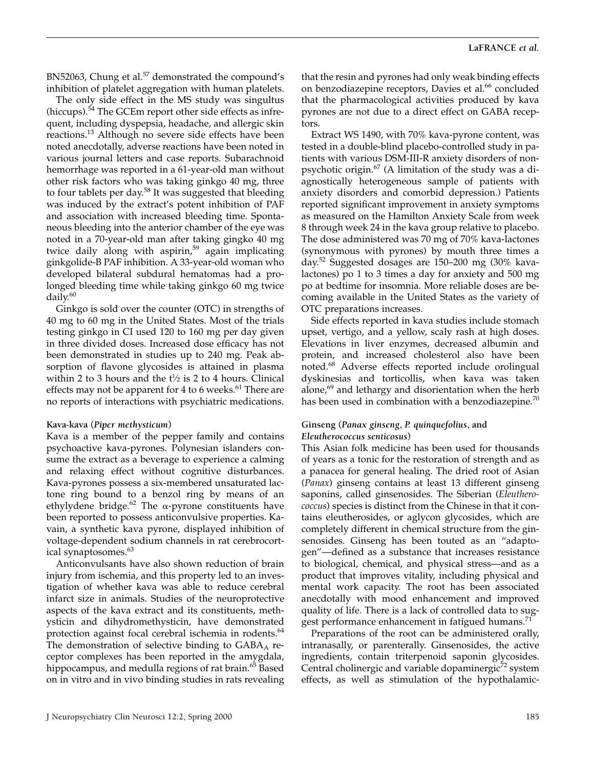BN52063, Chung et al.[57] demonstrated the compound's inhibition of platelet aggregation with human platelets.

The only side effect in the MS study was singultus (hiccups).[54] The GCEm report other side effects as infrequent, including dyspepsia, headache, and allergic skin reactions.[13] Although no severe side effects have been noted anecdotally, adverse reactions have been noted in various journal letters and case reports. Subarachnoid hemorrhage was reported in a 61-year-old man without other risk factors who was taking ginkgo 40 mg, three to four tablets per day.[58] It was suggested that bleeding was induced by the extract's potent inhibition of PAF and association with increased bleeding time. Spontaneous bleeding into the anterior chamber of the eye was noted in a 70-year-old man after taking gingko 40 mg twice daily along with aspirin,[59] again implicating ginkgolide-B PAF inhibition. A 33-year-old woman who developed bilateral subdural hematomas had a prolonged bleeding time while taking ginkgo 60 mg twice daily.[60]

Ginkgo is sold over the counter (OTC) in strengths of 40 mg to 60 mg in the United States. Most of the trials testing ginkgo in CI used 120 to 160 mg per day given in three divided doses. Increased dose efficacy has not been demonstrated in studies up to 240 mg. Peak absorption of flavone glycosides is attained in plasma within 2 to 3 hours and the $t_{1/2}$ is 2 to 4 hours. Clinical effects may not be apparent for 4 to 6 weeks.[61] There are no reports of interactions with psychiatric medications.

### Kava-kava (*Piper methysticum*)

Kava is a member of the pepper family and contains psychoactive kava-pyrones. Polynesian islanders consume the extract as a beverage to experience a calming and relaxing effect without cognitive disturbances. Kava-pyrones possess a six-membered unsaturated lactone ring bound to a benzol ring by means of an ethylydene bridge.[62] The α-pyrone constituents have been reported to possess anticonvulsive properties. Kavain, a synthetic kava pyrone, displayed inhibition of voltage-dependent sodium channels in rat cerebrocortical synaptosomes.[63]

Anticonvulsants have also shown reduction of brain injury from ischemia, and this property led to an investigation of whether kava was able to reduce cerebral infarct size in animals. Studies of the neuroprotective aspects of the kava extract and its constituents, methysticin and dihydromethysticin, have demonstrated protection against focal cerebral ischemia in rodents.[64] The demonstration of selective binding to $GABA_A$ receptor complexes has been reported in the amygdala, hippocampus, and medulla regions of rat brain.[65] Based on in vitro and in vivo binding studies in rats revealing that the resin and pyrones had only weak binding effects on benzodiazepine receptors, Davies et al.[66] concluded that the pharmacological activities produced by kava pyrones are not due to a direct effect on GABA receptors.

Extract WS 1490, with 70% kava-pyrone content, was tested in a double-blind placebo-controlled study in patients with various DSM-III-R anxiety disorders of nonpsychotic origin.[67] (A limitation of the study was a diagnostically heterogeneous sample of patients with anxiety disorders and comorbid depression.) Patients reported significant improvement in anxiety symptoms as measured on the Hamilton Anxiety Scale from week 8 through week 24 in the kava group relative to placebo. The dose administered was 70 mg of 70% kava-lactones (synonymous with pyrones) by mouth three times a day.[52] Suggested dosages are 150–200 mg (30% kava-lactones) po 1 to 3 times a day for anxiety and 500 mg po at bedtime for insomnia. More reliable doses are becoming available in the United States as the variety of OTC preparations increases.

Side effects reported in kava studies include stomach upset, vertigo, and a yellow, scaly rash at high doses. Elevations in liver enzymes, decreased albumin and protein, and increased cholesterol also have been noted.[68] Adverse effects reported include orolingual dyskinesias and torticollis, when kava was taken alone,[69] and lethargy and disorientation when the herb has been used in combination with a benzodiazepine.[70]

### Ginseng (*Panax ginseng*, *P. quinquefolius*, and *Eleutherococcus senticosus*)

This Asian folk medicine has been used for thousands of years as a tonic for the restoration of strength and as a panacea for general healing. The dried root of Asian (*Panax*) ginseng contains at least 13 different ginseng saponins, called ginsenosides. The Siberian (*Eleutherococcus*) species is distinct from the Chinese in that it contains eleutherosides, or aglycon glycosides, which are completely different in chemical structure from the ginsenosides. Ginseng has been touted as an "adaptogen"—defined as a substance that increases resistance to biological, chemical, and physical stress—and as a product that improves vitality, including physical and mental work capacity. The root has been associated anecdotally with mood enhancement and improved quality of life. There is a lack of controlled data to suggest performance enhancement in fatigued humans.[71]

Preparations of the root can be administered orally, intranasally, or parenterally. Ginsenosides, the active ingredients, contain triterpenoid saponin glycosides. Central cholinergic and variable dopaminergic[72] system effects, as well as stimulation of the hypothalamic-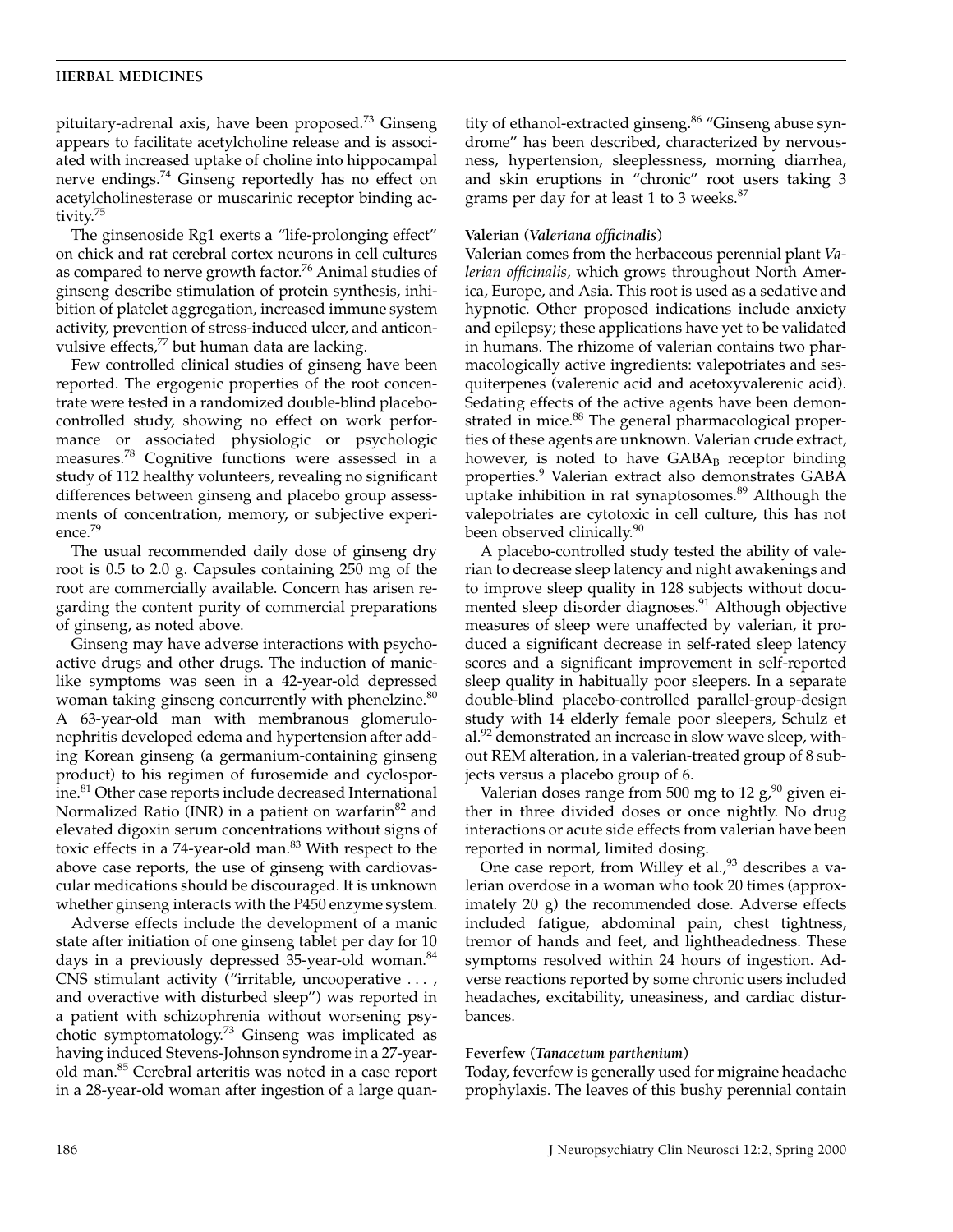pituitary-adrenal axis, have been proposed.[73] Ginseng appears to facilitate acetylcholine release and is associated with increased uptake of choline into hippocampal nerve endings.[74] Ginseng reportedly has no effect on acetylcholinesterase or muscarinic receptor binding activity.[75]

The ginsenoside Rg1 exerts a "life-prolonging effect" on chick and rat cerebral cortex neurons in cell cultures as compared to nerve growth factor.[76] Animal studies of ginseng describe stimulation of protein synthesis, inhibition of platelet aggregation, increased immune system activity, prevention of stress-induced ulcer, and anticonvulsive effects,[77] but human data are lacking.

Few controlled clinical studies of ginseng have been reported. The ergogenic properties of the root concentrate were tested in a randomized double-blind placebo-controlled study, showing no effect on work performance or associated physiologic or psychologic measures.[78] Cognitive functions were assessed in a study of 112 healthy volunteers, revealing no significant differences between ginseng and placebo group assessments of concentration, memory, or subjective experience.[79]

The usual recommended daily dose of ginseng dry root is 0.5 to 2.0 g. Capsules containing 250 mg of the root are commercially available. Concern has arisen regarding the content purity of commercial preparations of ginseng, as noted above.

Ginseng may have adverse interactions with psychoactive drugs and other drugs. The induction of manic-like symptoms was seen in a 42-year-old depressed woman taking ginseng concurrently with phenelzine.[80] A 63-year-old man with membranous glomerulonephritis developed edema and hypertension after adding Korean ginseng (a germanium-containing ginseng product) to his regimen of furosemide and cyclosporine.[81] Other case reports include decreased International Normalized Ratio (INR) in a patient on warfarin[82] and elevated digoxin serum concentrations without signs of toxic effects in a 74-year-old man.[83] With respect to the above case reports, the use of ginseng with cardiovascular medications should be discouraged. It is unknown whether ginseng interacts with the P450 enzyme system.

Adverse effects include the development of a manic state after initiation of one ginseng tablet per day for 10 days in a previously depressed 35-year-old woman.[84] CNS stimulant activity ("irritable, uncooperative . . . , and overactive with disturbed sleep") was reported in a patient with schizophrenia without worsening psychotic symptomatology.[73] Ginseng was implicated as having induced Stevens-Johnson syndrome in a 27-year-old man.[85] Cerebral arteritis was noted in a case report in a 28-year-old woman after ingestion of a large quantity of ethanol-extracted ginseng.[86] "Ginseng abuse syndrome" has been described, characterized by nervousness, hypertension, sleeplessness, morning diarrhea, and skin eruptions in "chronic" root users taking 3 grams per day for at least 1 to 3 weeks.[87]

### Valerian (*Valeriana officinalis*)

Valerian comes from the herbaceous perennial plant *Valerian officinalis*, which grows throughout North America, Europe, and Asia. This root is used as a sedative and hypnotic. Other proposed indications include anxiety and epilepsy; these applications have yet to be validated in humans. The rhizome of valerian contains two pharmacologically active ingredients: valepotriates and sesquiterpenes (valerenic acid and acetoxyvalerenic acid). Sedating effects of the active agents have been demonstrated in mice.[88] The general pharmacological properties of these agents are unknown. Valerian crude extract, however, is noted to have $GABA_B$ receptor binding properties.[9] Valerian extract also demonstrates GABA uptake inhibition in rat synaptosomes.[89] Although the valepotriates are cytotoxic in cell culture, this has not been observed clinically.[90]

A placebo-controlled study tested the ability of valerian to decrease sleep latency and night awakenings and to improve sleep quality in 128 subjects without documented sleep disorder diagnoses.[91] Although objective measures of sleep were unaffected by valerian, it produced a significant decrease in self-rated sleep latency scores and a significant improvement in self-reported sleep quality in habitually poor sleepers. In a separate double-blind placebo-controlled parallel-group-design study with 14 elderly female poor sleepers, Schulz et al.[92] demonstrated an increase in slow wave sleep, without REM alteration, in a valerian-treated group of 8 subjects versus a placebo group of 6.

Valerian doses range from 500 mg to 12 g,[90] given either in three divided doses or once nightly. No drug interactions or acute side effects from valerian have been reported in normal, limited dosing.

One case report, from Willey et al.,[93] describes a valerian overdose in a woman who took 20 times (approximately 20 g) the recommended dose. Adverse effects included fatigue, abdominal pain, chest tightness, tremor of hands and feet, and lightheadedness. These symptoms resolved within 24 hours of ingestion. Adverse reactions reported by some chronic users included headaches, excitability, uneasiness, and cardiac disturbances.

### Feverfew (*Tanacetum parthenium*)

Today, feverfew is generally used for migraine headache prophylaxis. The leaves of this bushy perennial contain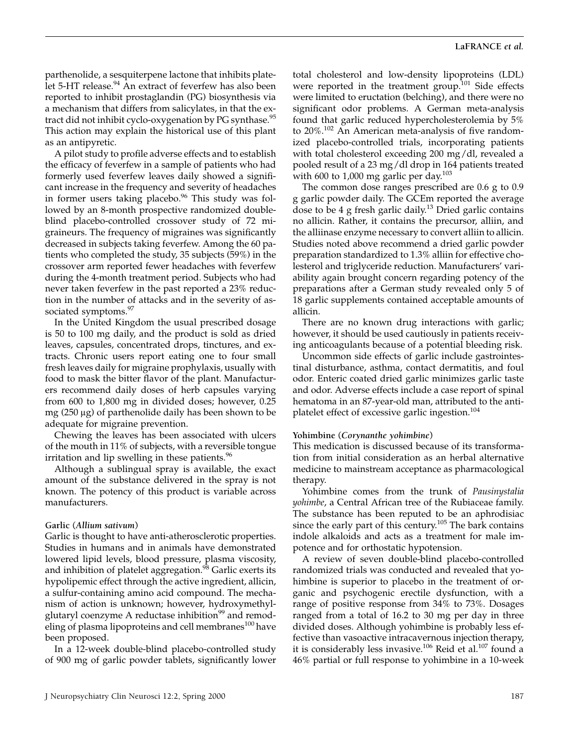parthenolide, a sesquiterpene lactone that inhibits platelet 5-HT release.[94] An extract of feverfew has also been reported to inhibit prostaglandin (PG) biosynthesis via a mechanism that differs from salicylates, in that the extract did not inhibit cyclo-oxygenation by PG synthase.[95] This action may explain the historical use of this plant as an antipyretic.

A pilot study to profile adverse effects and to establish the efficacy of feverfew in a sample of patients who had formerly used feverfew leaves daily showed a significant increase in the frequency and severity of headaches in former users taking placebo.[96] This study was followed by an 8-month prospective randomized double-blind placebo-controlled crossover study of 72 migraineurs. The frequency of migraines was significantly decreased in subjects taking feverfew. Among the 60 patients who completed the study, 35 subjects (59%) in the crossover arm reported fewer headaches with feverfew during the 4-month treatment period. Subjects who had never taken feverfew in the past reported a 23% reduction in the number of attacks and in the severity of associated symptoms.[97]

In the United Kingdom the usual prescribed dosage is 50 to 100 mg daily, and the product is sold as dried leaves, capsules, concentrated drops, tinctures, and extracts. Chronic users report eating one to four small fresh leaves daily for migraine prophylaxis, usually with food to mask the bitter flavor of the plant. Manufacturers recommend daily doses of herb capsules varying from 600 to 1,800 mg in divided doses; however, 0.25 mg (250 μg) of parthenolide daily has been shown to be adequate for migraine prevention.

Chewing the leaves has been associated with ulcers of the mouth in 11% of subjects, with a reversible tongue irritation and lip swelling in these patients.[96]

Although a sublingual spray is available, the exact amount of the substance delivered in the spray is not known. The potency of this product is variable across manufacturers.

### Garlic (*Allium sativum*)

Garlic is thought to have anti-atherosclerotic properties. Studies in humans and in animals have demonstrated lowered lipid levels, blood pressure, plasma viscosity, and inhibition of platelet aggregation.[98] Garlic exerts its hypolipemic effect through the active ingredient, allicin, a sulfur-containing amino acid compound. The mechanism of action is unknown; however, hydroxymethylglutaryl coenzyme A reductase inhibition[99] and remodeling of plasma lipoproteins and cell membranes[100] have been proposed.

In a 12-week double-blind placebo-controlled study of 900 mg of garlic powder tablets, significantly lower total cholesterol and low-density lipoproteins (LDL) were reported in the treatment group.[101] Side effects were limited to eructation (belching), and there were no significant odor problems. A German meta-analysis found that garlic reduced hypercholesterolemia by 5% to 20%.[102] An American meta-analysis of five randomized placebo-controlled trials, incorporating patients with total cholesterol exceeding 200 mg/dl, revealed a pooled result of a 23 mg/dl drop in 164 patients treated with 600 to 1,000 mg garlic per day.[103]

The common dose ranges prescribed are 0.6 g to 0.9 g garlic powder daily. The GCEm reported the average dose to be 4 g fresh garlic daily.[13] Dried garlic contains no allicin. Rather, it contains the precursor, alliin, and the alliinase enzyme necessary to convert alliin to allicin. Studies noted above recommend a dried garlic powder preparation standardized to 1.3% alliin for effective cholesterol and triglyceride reduction. Manufacturers' variability again brought concern regarding potency of the preparations after a German study revealed only 5 of 18 garlic supplements contained acceptable amounts of allicin.

There are no known drug interactions with garlic; however, it should be used cautiously in patients receiving anticoagulants because of a potential bleeding risk.

Uncommon side effects of garlic include gastrointestinal disturbance, asthma, contact dermatitis, and foul odor. Enteric coated dried garlic minimizes garlic taste and odor. Adverse effects include a case report of spinal hematoma in an 87-year-old man, attributed to the antiplatelet effect of excessive garlic ingestion.[104]

### Yohimbine (*Corynanthe yohimbine*)

This medication is discussed because of its transformation from initial consideration as an herbal alternative medicine to mainstream acceptance as pharmacological therapy.

Yohimbine comes from the trunk of *Pausinystalia yohimbe*, a Central African tree of the Rubiaceae family. The substance has been reputed to be an aphrodisiac since the early part of this century.[105] The bark contains indole alkaloids and acts as a treatment for male impotence and for orthostatic hypotension.

A review of seven double-blind placebo-controlled randomized trials was conducted and revealed that yohimbine is superior to placebo in the treatment of organic and psychogenic erectile dysfunction, with a range of positive response from 34% to 73%. Dosages ranged from a total of 16.2 to 30 mg per day in three divided doses. Although yohimbine is probably less effective than vasoactive intracavernous injection therapy, it is considerably less invasive.[106] Reid et al.[107] found a 46% partial or full response to yohimbine in a 10-week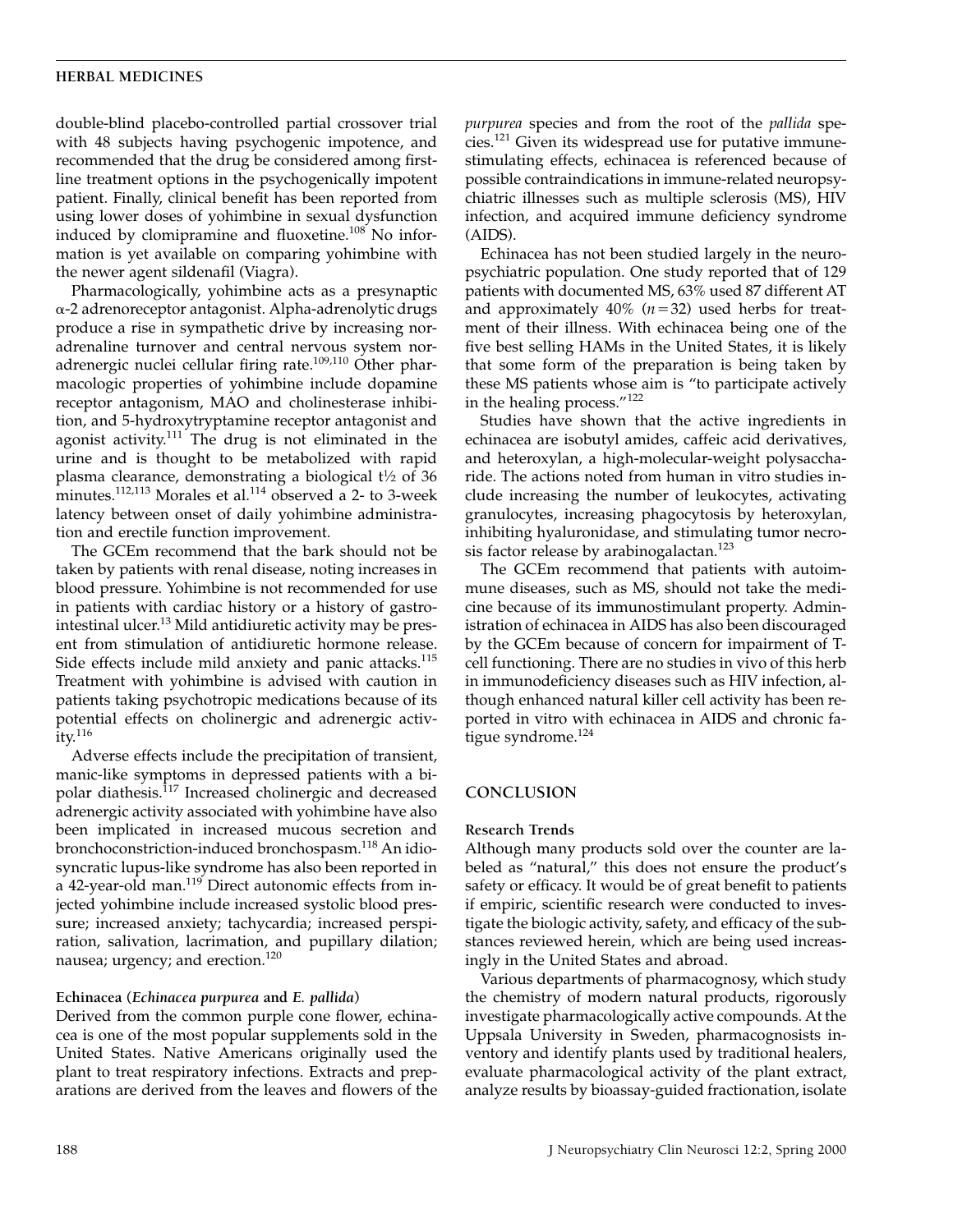double-blind placebo-controlled partial crossover trial with 48 subjects having psychogenic impotence, and recommended that the drug be considered among first-line treatment options in the psychogenically impotent patient. Finally, clinical benefit has been reported from using lower doses of yohimbine in sexual dysfunction induced by clomipramine and fluoxetine.[108] No information is yet available on comparing yohimbine with the newer agent sildenafil (Viagra).

Pharmacologically, yohimbine acts as a presynaptic α-2 adrenoreceptor antagonist. Alpha-adrenolytic drugs produce a rise in sympathetic drive by increasing noradrenaline turnover and central nervous system noradrenergic nuclei cellular firing rate.[109,110] Other pharmacologic properties of yohimbine include dopamine receptor antagonism, MAO and cholinesterase inhibition, and 5-hydroxytryptamine receptor antagonist and agonist activity.[111] The drug is not eliminated in the urine and is thought to be metabolized with rapid plasma clearance, demonstrating a biological t½ of 36 minutes.[112,113] Morales et al.[114] observed a 2- to 3-week latency between onset of daily yohimbine administration and erectile function improvement.

The GCEm recommend that the bark should not be taken by patients with renal disease, noting increases in blood pressure. Yohimbine is not recommended for use in patients with cardiac history or a history of gastrointestinal ulcer.[13] Mild antidiuretic activity may be present from stimulation of antidiuretic hormone release. Side effects include mild anxiety and panic attacks.[115] Treatment with yohimbine is advised with caution in patients taking psychotropic medications because of its potential effects on cholinergic and adrenergic activity.[116]

Adverse effects include the precipitation of transient, manic-like symptoms in depressed patients with a bipolar diathesis.[117] Increased cholinergic and decreased adrenergic activity associated with yohimbine have also been implicated in increased mucous secretion and bronchoconstriction-induced bronchospasm.[118] An idiosyncratic lupus-like syndrome has also been reported in a 42-year-old man.[119] Direct autonomic effects from injected yohimbine include increased systolic blood pressure; increased anxiety; tachycardia; increased perspiration, salivation, lacrimation, and pupillary dilation; nausea; urgency; and erection.[120]

#### Echinacea (*Echinacea purpurea* and *E. pallida*)

Derived from the common purple cone flower, echinacea is one of the most popular supplements sold in the United States. Native Americans originally used the plant to treat respiratory infections. Extracts and preparations are derived from the leaves and flowers of the *purpurea* species and from the root of the *pallida* species.[121] Given its widespread use for putative immune-stimulating effects, echinacea is referenced because of possible contraindications in immune-related neuropsychiatric illnesses such as multiple sclerosis (MS), HIV infection, and acquired immune deficiency syndrome (AIDS).

Echinacea has not been studied largely in the neuropsychiatric population. One study reported that of 129 patients with documented MS, 63% used 87 different AT and approximately 40% ($n = 32$) used herbs for treatment of their illness. With echinacea being one of the five best selling HAMs in the United States, it is likely that some form of the preparation is being taken by these MS patients whose aim is "to participate actively in the healing process."[122]

Studies have shown that the active ingredients in echinacea are isobutyl amides, caffeic acid derivatives, and heteroxylan, a high-molecular-weight polysaccharide. The actions noted from human in vitro studies include increasing the number of leukocytes, activating granulocytes, increasing phagocytosis by heteroxylan, inhibiting hyaluronidase, and stimulating tumor necrosis factor release by arabinogalactan.[123]

The GCEm recommend that patients with autoimmune diseases, such as MS, should not take the medicine because of its immunostimulant property. Administration of echinacea in AIDS has also been discouraged by the GCEm because of concern for impairment of T-cell functioning. There are no studies in vivo of this herb in immunodeficiency diseases such as HIV infection, although enhanced natural killer cell activity has been reported in vitro with echinacea in AIDS and chronic fatigue syndrome.[124]

## CONCLUSION

#### Research Trends

Although many products sold over the counter are labeled as "natural," this does not ensure the product's safety or efficacy. It would be of great benefit to patients if empiric, scientific research were conducted to investigate the biologic activity, safety, and efficacy of the substances reviewed herein, which are being used increasingly in the United States and abroad.

Various departments of pharmacognosy, which study the chemistry of modern natural products, rigorously investigate pharmacologically active compounds. At the Uppsala University in Sweden, pharmacognosists inventory and identify plants used by traditional healers, evaluate pharmacological activity of the plant extract, analyze results by bioassay-guided fractionation, isolate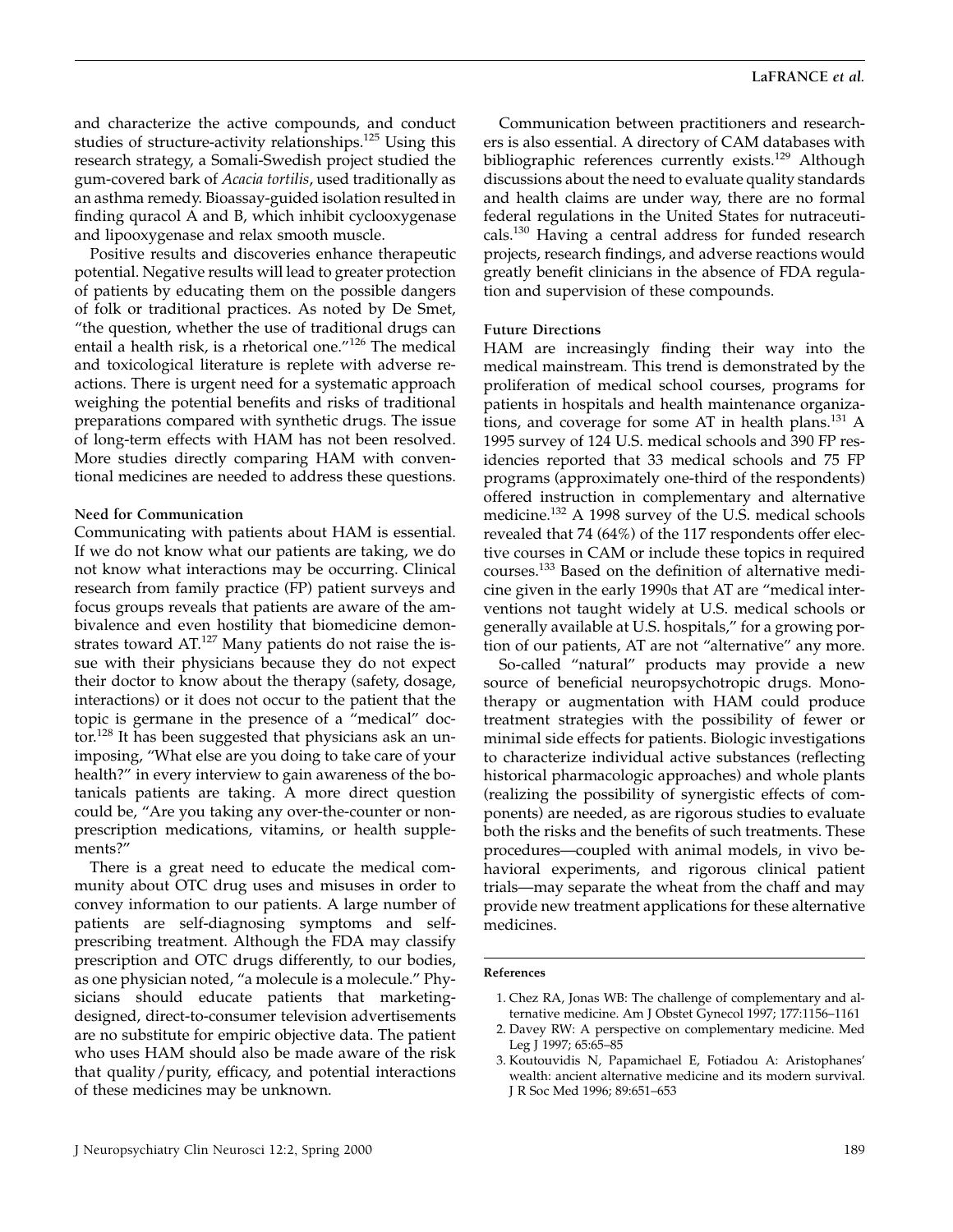and characterize the active compounds, and conduct studies of structure-activity relationships.[125] Using this research strategy, a Somali-Swedish project studied the gum-covered bark of *Acacia tortilis*, used traditionally as an asthma remedy. Bioassay-guided isolation resulted in finding quracol A and B, which inhibit cyclooxygenase and lipooxygenase and relax smooth muscle.

Positive results and discoveries enhance therapeutic potential. Negative results will lead to greater protection of patients by educating them on the possible dangers of folk or traditional practices. As noted by De Smet, "the question, whether the use of traditional drugs can entail a health risk, is a rhetorical one."[126] The medical and toxicological literature is replete with adverse reactions. There is urgent need for a systematic approach weighing the potential benefits and risks of traditional preparations compared with synthetic drugs. The issue of long-term effects with HAM has not been resolved. More studies directly comparing HAM with conventional medicines are needed to address these questions.

### Need for Communication

Communicating with patients about HAM is essential. If we do not know what our patients are taking, we do not know what interactions may be occurring. Clinical research from family practice (FP) patient surveys and focus groups reveals that patients are aware of the ambivalence and even hostility that biomedicine demonstrates toward AT.[127] Many patients do not raise the issue with their physicians because they do not expect their doctor to know about the therapy (safety, dosage, interactions) or it does not occur to the patient that the topic is germane in the presence of a "medical" doctor.[128] It has been suggested that physicians ask an unimposing, "What else are you doing to take care of your health?" in every interview to gain awareness of the botanicals patients are taking. A more direct question could be, "Are you taking any over-the-counter or nonprescription medications, vitamins, or health supplements?"

There is a great need to educate the medical community about OTC drug uses and misuses in order to convey information to our patients. A large number of patients are self-diagnosing symptoms and self-prescribing treatment. Although the FDA may classify prescription and OTC drugs differently, to our bodies, as one physician noted, "a molecule is a molecule." Physicians should educate patients that marketing-designed, direct-to-consumer television advertisements are no substitute for empiric objective data. The patient who uses HAM should also be made aware of the risk that quality/purity, efficacy, and potential interactions of these medicines may be unknown.

Communication between practitioners and researchers is also essential. A directory of CAM databases with bibliographic references currently exists.[129] Although discussions about the need to evaluate quality standards and health claims are under way, there are no formal federal regulations in the United States for nutraceuticals.[130] Having a central address for funded research projects, research findings, and adverse reactions would greatly benefit clinicians in the absence of FDA regulation and supervision of these compounds.

### Future Directions

HAM are increasingly finding their way into the medical mainstream. This trend is demonstrated by the proliferation of medical school courses, programs for patients in hospitals and health maintenance organizations, and coverage for some AT in health plans.[131] A 1995 survey of 124 U.S. medical schools and 390 FP residencies reported that 33 medical schools and 75 FP programs (approximately one-third of the respondents) offered instruction in complementary and alternative medicine.[132] A 1998 survey of the U.S. medical schools revealed that 74 (64%) of the 117 respondents offer elective courses in CAM or include these topics in required courses.[133] Based on the definition of alternative medicine given in the early 1990s that AT are "medical interventions not taught widely at U.S. medical schools or generally available at U.S. hospitals," for a growing portion of our patients, AT are not "alternative" any more.

So-called "natural" products may provide a new source of beneficial neuropsychotropic drugs. Monotherapy or augmentation with HAM could produce treatment strategies with the possibility of fewer or minimal side effects for patients. Biologic investigations to characterize individual active substances (reflecting historical pharmacologic approaches) and whole plants (realizing the possibility of synergistic effects of components) are needed, as are rigorous studies to evaluate both the risks and the benefits of such treatments. These procedures—coupled with animal models, in vivo behavioral experiments, and rigorous clinical patient trials—may separate the wheat from the chaff and may provide new treatment applications for these alternative medicines.

### References

1. Chez RA, Jonas WB: The challenge of complementary and alternative medicine. Am J Obstet Gynecol 1997; 177:1156–1161
2. Davey RW: A perspective on complementary medicine. Med Leg J 1997; 65:65–85
3. Koutouvidis N, Papamichael E, Fotiadou A: Aristophanes' wealth: ancient alternative medicine and its modern survival. J R Soc Med 1996; 89:651–653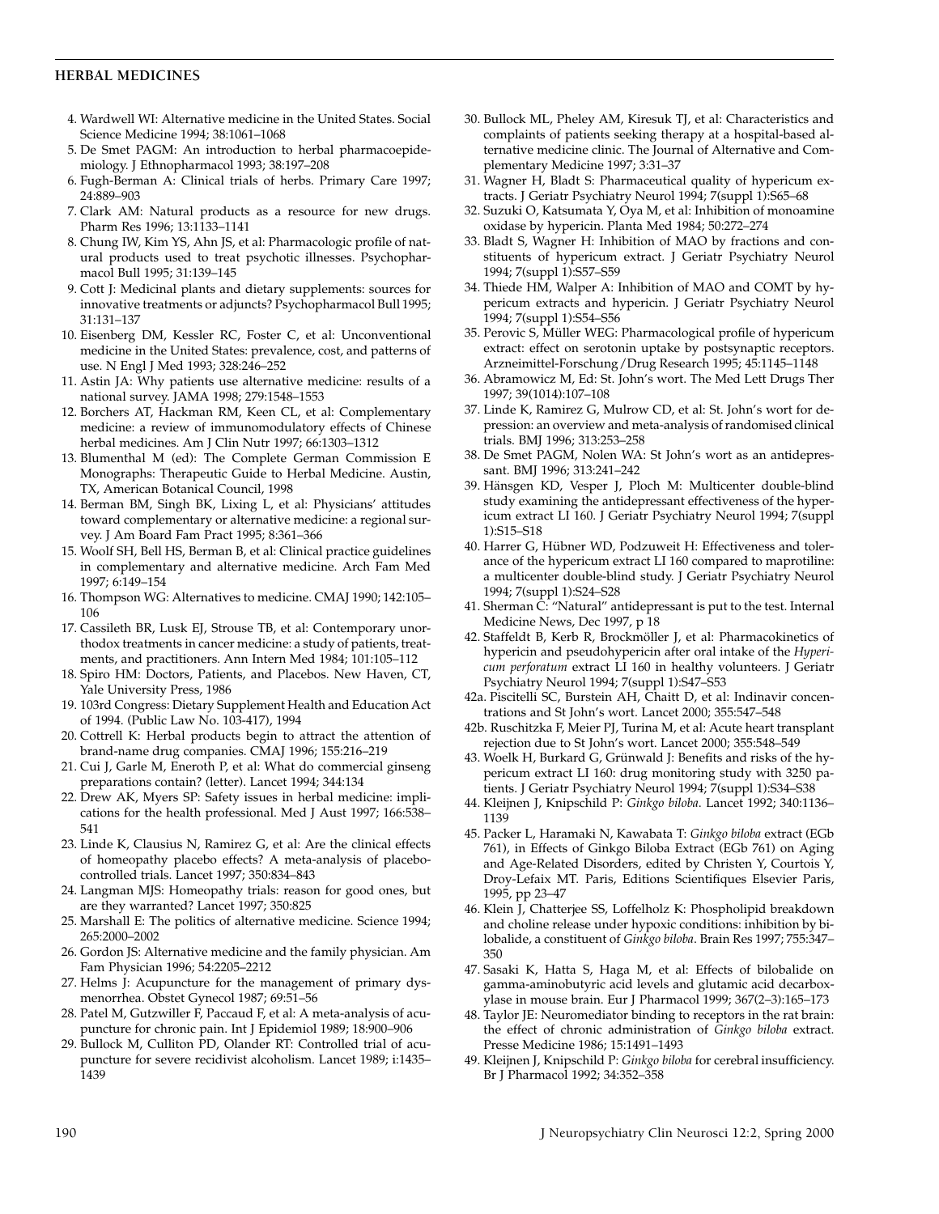4. Wardwell WI: Alternative medicine in the United States. Social Science Medicine 1994; 38:1061–1068
5. De Smet PAGM: An introduction to herbal pharmacoepidemiology. J Ethnopharmacol 1993; 38:197–208
6. Fugh-Berman A: Clinical trials of herbs. Primary Care 1997; 24:889–903
7. Clark AM: Natural products as a resource for new drugs. Pharm Res 1996; 13:1133–1141
8. Chung IW, Kim YS, Ahn JS, et al: Pharmacologic profile of natural products used to treat psychotic illnesses. Psychopharmacol Bull 1995; 31:139–145
9. Cott J: Medicinal plants and dietary supplements: sources for innovative treatments or adjuncts? Psychopharmacol Bull 1995; 31:131–137
10. Eisenberg DM, Kessler RC, Foster C, et al: Unconventional medicine in the United States: prevalence, cost, and patterns of use. N Engl J Med 1993; 328:246–252
11. Astin JA: Why patients use alternative medicine: results of a national survey. JAMA 1998; 279:1548–1553
12. Borchers AT, Hackman RM, Keen CL, et al: Complementary medicine: a review of immunomodulatory effects of Chinese herbal medicines. Am J Clin Nutr 1997; 66:1303–1312
13. Blumenthal M (ed): The Complete German Commission E Monographs: Therapeutic Guide to Herbal Medicine. Austin, TX, American Botanical Council, 1998
14. Berman BM, Singh BK, Lixing L, et al: Physicians' attitudes toward complementary or alternative medicine: a regional survey. J Am Board Fam Pract 1995; 8:361–366
15. Woolf SH, Bell HS, Berman B, et al: Clinical practice guidelines in complementary and alternative medicine. Arch Fam Med 1997; 6:149–154
16. Thompson WG: Alternatives to medicine. CMAJ 1990; 142:105–106
17. Cassileth BR, Lusk EJ, Strouse TB, et al: Contemporary unorthodox treatments in cancer medicine: a study of patients, treatments, and practitioners. Ann Intern Med 1984; 101:105–112
18. Spiro HM: Doctors, Patients, and Placebos. New Haven, CT, Yale University Press, 1986
19. 103rd Congress: Dietary Supplement Health and Education Act of 1994. (Public Law No. 103-417), 1994
20. Cottrell K: Herbal products begin to attract the attention of brand-name drug companies. CMAJ 1996; 155:216–219
21. Cui J, Garle M, Eneroth P, et al: What do commercial ginseng preparations contain? (letter). Lancet 1994; 344:134
22. Drew AK, Myers SP: Safety issues in herbal medicine: implications for the health professional. Med J Aust 1997; 166:538–541
23. Linde K, Clausius N, Ramirez G, et al: Are the clinical effects of homeopathy placebo effects? A meta-analysis of placebo-controlled trials. Lancet 1997; 350:834–843
24. Langman MJS: Homeopathy trials: reason for good ones, but are they warranted? Lancet 1997; 350:825
25. Marshall E: The politics of alternative medicine. Science 1994; 265:2000–2002
26. Gordon JS: Alternative medicine and the family physician. Am Fam Physician 1996; 54:2205–2212
27. Helms J: Acupuncture for the management of primary dysmenorrhea. Obstet Gynecol 1987; 69:51–56
28. Patel M, Gutzwiller F, Paccaud F, et al: A meta-analysis of acupuncture for chronic pain. Int J Epidemiol 1989; 18:900–906
29. Bullock M, Culliton PD, Olander RT: Controlled trial of acupuncture for severe recidivist alcoholism. Lancet 1989; i:1435–1439
30. Bullock ML, Pheley AM, Kiresuk TJ, et al: Characteristics and complaints of patients seeking therapy at a hospital-based alternative medicine clinic. The Journal of Alternative and Complementary Medicine 1997; 3:31–37
31. Wagner H, Bladt S: Pharmaceutical quality of hypericum extracts. J Geriatr Psychiatry Neurol 1994; 7(suppl 1):S65–68
32. Suzuki O, Katsumata Y, Oya M, et al: Inhibition of monoamine oxidase by hypericin. Planta Med 1984; 50:272–274
33. Bladt S, Wagner H: Inhibition of MAO by fractions and constituents of hypericum extract. J Geriatr Psychiatry Neurol 1994; 7(suppl 1):S57–S59
34. Thiede HM, Walper A: Inhibition of MAO and COMT by hypericum extracts and hypericin. J Geriatr Psychiatry Neurol 1994; 7(suppl 1):S54–S56
35. Perovic S, Müller WEG: Pharmacological profile of hypericum extract: effect on serotonin uptake by postsynaptic receptors. Arzneimittel-Forschung/Drug Research 1995; 45:1145–1148
36. Abramowicz M, Ed: St. John's wort. The Med Lett Drugs Ther 1997; 39(1014):107–108
37. Linde K, Ramirez G, Mulrow CD, et al: St. John's wort for depression: an overview and meta-analysis of randomised clinical trials. BMJ 1996; 313:253–258
38. De Smet PAGM, Nolen WA: St John's wort as an antidepressant. BMJ 1996; 313:241–242
39. Hänsgen KD, Vesper J, Ploch M: Multicenter double-blind study examining the antidepressant effectiveness of the hypericum extract LI 160. J Geriatr Psychiatry Neurol 1994; 7(suppl 1):S15–S18
40. Harrer G, Hübner WD, Podzuweit H: Effectiveness and tolerance of the hypericum extract LI 160 compared to maprotiline: a multicenter double-blind study. J Geriatr Psychiatry Neurol 1994; 7(suppl 1):S24–S28
41. Sherman C: "Natural" antidepressant is put to the test. Internal Medicine News, Dec 1997, p 18
42. Staffeldt B, Kerb R, Brockmöller J, et al: Pharmacokinetics of hypericin and pseudohypericin after oral intake of the *Hypericum perforatum* extract LI 160 in healthy volunteers. J Geriatr Psychiatry Neurol 1994; 7(suppl 1):S47–S53

42a. Piscitelli SC, Burstein AH, Chaitt D, et al: Indinavir concentrations and St John's wort. Lancet 2000; 355:547–548

42b. Ruschitzka F, Meier PJ, Turina M, et al: Acute heart transplant rejection due to St John's wort. Lancet 2000; 355:548–549

43. Woelk H, Burkard G, Grünwald J: Benefits and risks of the hypericum extract LI 160: drug monitoring study with 3250 patients. J Geriatr Psychiatry Neurol 1994; 7(suppl 1):S34–S38
44. Kleijnen J, Knipschild P: *Ginkgo biloba*. Lancet 1992; 340:1136–1139
45. Packer L, Haramaki N, Kawabata T: *Ginkgo biloba* extract (EGb 761), in Effects of Ginkgo Biloba Extract (EGb 761) on Aging and Age-Related Disorders, edited by Christen Y, Courtois Y, Droy-Lefaix MT. Paris, Editions Scientifiques Elsevier Paris, 1995, pp 23–47
46. Klein J, Chatterjee SS, Loffelholz K: Phospholipid breakdown and choline release under hypoxic conditions: inhibition by bilobalide, a constituent of *Ginkgo biloba*. Brain Res 1997; 755:347–350
47. Sasaki K, Hatta S, Haga M, et al: Effects of bilobalide on gamma-aminobutyric acid levels and glutamic acid decarboxylase in mouse brain. Eur J Pharmacol 1999; 367(2–3):165–173
48. Taylor JE: Neuromediator binding to receptors in the rat brain: the effect of chronic administration of *Ginkgo biloba* extract. Presse Medicine 1986; 15:1491–1493
49. Kleijnen J, Knipschild P: *Ginkgo biloba* for cerebral insufficiency. Br J Pharmacol 1992; 34:352–358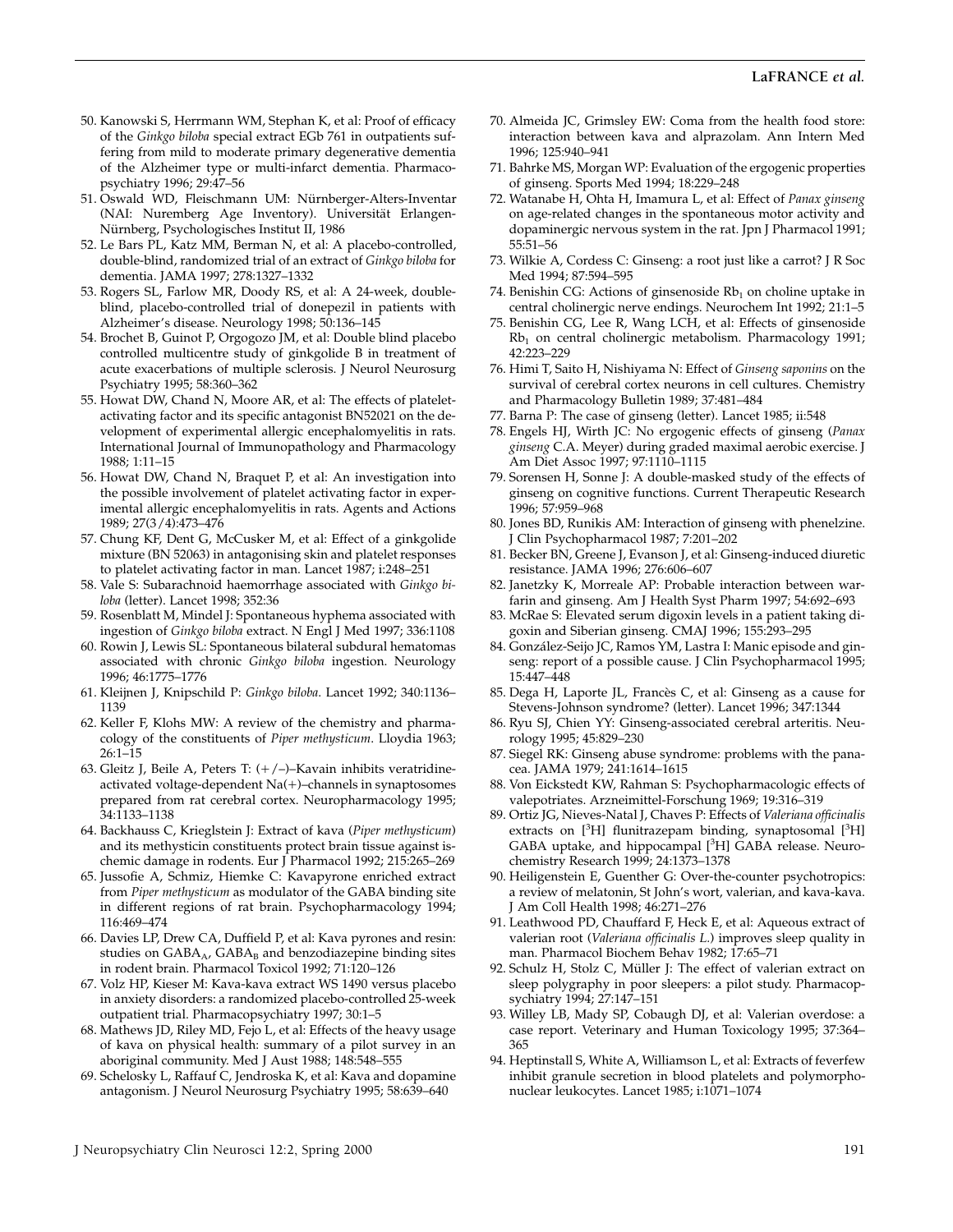50. Kanowski S, Herrmann WM, Stephan K, et al: Proof of efficacy of the *Ginkgo biloba* special extract EGb 761 in outpatients suffering from mild to moderate primary degenerative dementia of the Alzheimer type or multi-infarct dementia. Pharmacopsychiatry 1996; 29:47–56
51. Oswald WD, Fleischmann UM: Nürnberger-Alters-Inventar (NAI: Nuremberg Age Inventory). Universität Erlangen-Nürnberg, Psychologisches Institut II, 1986
52. Le Bars PL, Katz MM, Berman N, et al: A placebo-controlled, double-blind, randomized trial of an extract of *Ginkgo biloba* for dementia. JAMA 1997; 278:1327–1332
53. Rogers SL, Farlow MR, Doody RS, et al: A 24-week, double-blind, placebo-controlled trial of donepezil in patients with Alzheimer's disease. Neurology 1998; 50:136–145
54. Brochet B, Guinot P, Orgogozo JM, et al: Double blind placebo controlled multicentre study of ginkgolide B in treatment of acute exacerbations of multiple sclerosis. J Neurol Neurosurg Psychiatry 1995; 58:360–362
55. Howat DW, Chand N, Moore AR, et al: The effects of platelet-activating factor and its specific antagonist BN52021 on the development of experimental allergic encephalomyelitis in rats. International Journal of Immunopathology and Pharmacology 1988; 1:11–15
56. Howat DW, Chand N, Braquet P, et al: An investigation into the possible involvement of platelet activating factor in experimental allergic encephalomyelitis in rats. Agents and Actions 1989; 27(3/4):473–476
57. Chung KF, Dent G, McCusker M, et al: Effect of a ginkgolide mixture (BN 52063) in antagonising skin and platelet responses to platelet activating factor in man. Lancet 1987; i:248–251
58. Vale S: Subarachnoid haemorrhage associated with *Ginkgo biloba* (letter). Lancet 1998; 352:36
59. Rosenblatt M, Mindel J: Spontaneous hyphema associated with ingestion of *Ginkgo biloba* extract. N Engl J Med 1997; 336:1108
60. Rowin J, Lewis SL: Spontaneous bilateral subdural hematomas associated with chronic *Ginkgo biloba* ingestion. Neurology 1996; 46:1775–1776
61. Kleijnen J, Knipschild P: *Ginkgo biloba*. Lancet 1992; 340:1136–1139
62. Keller F, Klohs MW: A review of the chemistry and pharmacology of the constituents of *Piper methysticum*. Lloydia 1963; 26:1–15
63. Gleitz J, Beile A, Peters T: (+/−)–Kavain inhibits veratridine-activated voltage-dependent Na(+)–channels in synaptosomes prepared from rat cerebral cortex. Neuropharmacology 1995; 34:1133–1138
64. Backhauss C, Krieglstein J: Extract of kava (*Piper methysticum*) and its methysticin constituents protect brain tissue against ischemic damage in rodents. Eur J Pharmacol 1992; 215:265–269
65. Jussofie A, Schmiz, Hiemke C: Kavapyrone enriched extract from *Piper methysticum* as modulator of the GABA binding site in different regions of rat brain. Psychopharmacology 1994; 116:469–474
66. Davies LP, Drew CA, Duffield P, et al: Kava pyrones and resin: studies on $GABA_A$, $GABA_B$ and benzodiazepine binding sites in rodent brain. Pharmacol Toxicol 1992; 71:120–126
67. Volz HP, Kieser M: Kava-kava extract WS 1490 versus placebo in anxiety disorders: a randomized placebo-controlled 25-week outpatient trial. Pharmacopsychiatry 1997; 30:1–5
68. Mathews JD, Riley MD, Fejo L, et al: Effects of the heavy usage of kava on physical health: summary of a pilot survey in an aboriginal community. Med J Aust 1988; 148:548–555
69. Schelosky L, Raffauf C, Jendroska K, et al: Kava and dopamine antagonism. J Neurol Neurosurg Psychiatry 1995; 58:639–640
70. Almeida JC, Grimsley EW: Coma from the health food store: interaction between kava and alprazolam. Ann Intern Med 1996; 125:940–941
71. Bahrke MS, Morgan WP: Evaluation of the ergogenic properties of ginseng. Sports Med 1994; 18:229–248
72. Watanabe H, Ohta H, Imamura L, et al: Effect of *Panax ginseng* on age-related changes in the spontaneous motor activity and dopaminergic nervous system in the rat. Jpn J Pharmacol 1991; 55:51–56
73. Wilkie A, Cordess C: Ginseng: a root just like a carrot? J R Soc Med 1994; 87:594–595
74. Benishin CG: Actions of ginsenoside $Rb_1$ on choline uptake in central cholinergic nerve endings. Neurochem Int 1992; 21:1–5
75. Benishin CG, Lee R, Wang LCH, et al: Effects of ginsenoside $Rb_1$ on central cholinergic metabolism. Pharmacology 1991; 42:223–229
76. Himi T, Saito H, Nishiyama N: Effect of *Ginseng saponins* on the survival of cerebral cortex neurons in cell cultures. Chemistry and Pharmacology Bulletin 1989; 37:481–484
77. Barna P: The case of ginseng (letter). Lancet 1985; ii:548
78. Engels HJ, Wirth JC: No ergogenic effects of ginseng (*Panax ginseng* C.A. Meyer) during graded maximal aerobic exercise. J Am Diet Assoc 1997; 97:1110–1115
79. Sorensen H, Sonne J: A double-masked study of the effects of ginseng on cognitive functions. Current Therapeutic Research 1996; 57:959–968
80. Jones BD, Runikis AM: Interaction of ginseng with phenelzine. J Clin Psychopharmacol 1987; 7:201–202
81. Becker BN, Greene J, Evanson J, et al: Ginseng-induced diuretic resistance. JAMA 1996; 276:606–607
82. Janetzky K, Morreale AP: Probable interaction between warfarin and ginseng. Am J Health Syst Pharm 1997; 54:692–693
83. McRae S: Elevated serum digoxin levels in a patient taking digoxin and Siberian ginseng. CMAJ 1996; 155:293–295
84. González-Seijo JC, Ramos YM, Lastra I: Manic episode and ginseng: report of a possible cause. J Clin Psychopharmacol 1995; 15:447–448
85. Dega H, Laporte JL, Francès C, et al: Ginseng as a cause for Stevens-Johnson syndrome? (letter). Lancet 1996; 347:1344
86. Ryu SJ, Chien YY: Ginseng-associated cerebral arteritis. Neurology 1995; 45:829–230
87. Siegel RK: Ginseng abuse syndrome: problems with the panacea. JAMA 1979; 241:1614–1615
88. Von Eickstedt KW, Rahman S: Psychopharmacologic effects of valepotriates. Arzneimittel-Forschung 1969; 19:316–319
89. Ortiz JG, Nieves-Natal J, Chaves P: Effects of *Valeriana officinalis* extracts on [$^3$H] flunitrazepam binding, synaptosomal [$^3$H] GABA uptake, and hippocampal [$^3$H] GABA release. Neurochemistry Research 1999; 24:1373–1378
90. Heiligenstein E, Guenther G: Over-the-counter psychotropics: a review of melatonin, St John's wort, valerian, and kava-kava. J Am Coll Health 1998; 46:271–276
91. Leathwood PD, Chauffard F, Heck E, et al: Aqueous extract of valerian root (*Valeriana officinalis L.*) improves sleep quality in man. Pharmacol Biochem Behav 1982; 17:65–71
92. Schulz H, Stolz C, Müller J: The effect of valerian extract on sleep polygraphy in poor sleepers: a pilot study. Pharmacopsychiatry 1994; 27:147–151
93. Willey LB, Mady SP, Cobaugh DJ, et al: Valerian overdose: a case report. Veterinary and Human Toxicology 1995; 37:364–365
94. Heptinstall S, White A, Williamson L, et al: Extracts of feverfew inhibit granule secretion in blood platelets and polymorphonuclear leukocytes. Lancet 1985; i:1071–1074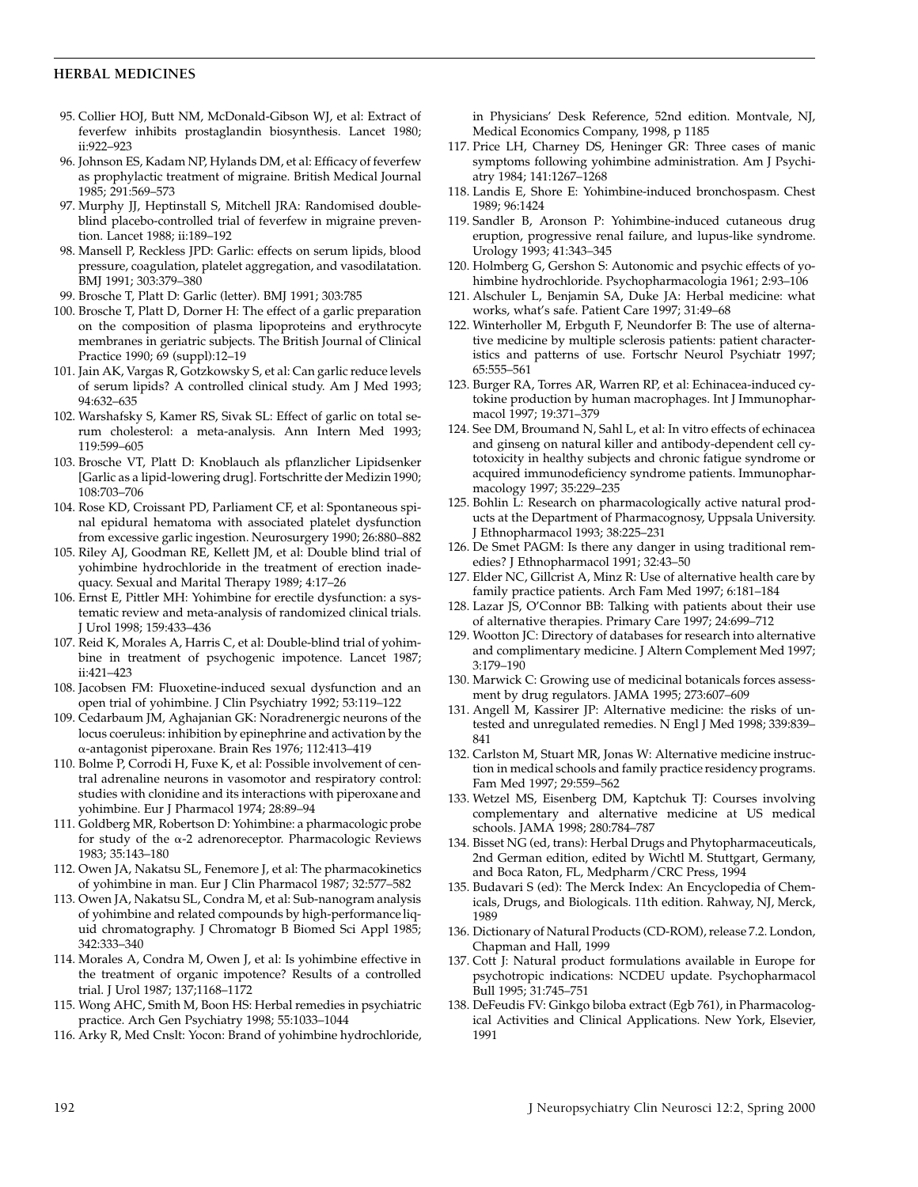95. Collier HOJ, Butt NM, McDonald-Gibson WJ, et al: Extract of feverfew inhibits prostaglandin biosynthesis. Lancet 1980; ii:922–923
96. Johnson ES, Kadam NP, Hylands DM, et al: Efficacy of feverfew as prophylactic treatment of migraine. British Medical Journal 1985; 291:569–573
97. Murphy JJ, Heptinstall S, Mitchell JRA: Randomised double-blind placebo-controlled trial of feverfew in migraine prevention. Lancet 1988; ii:189–192
98. Mansell P, Reckless JPD: Garlic: effects on serum lipids, blood pressure, coagulation, platelet aggregation, and vasodilatation. BMJ 1991; 303:379–380
99. Brosche T, Platt D: Garlic (letter). BMJ 1991; 303:785
100. Brosche T, Platt D, Dorner H: The effect of a garlic preparation on the composition of plasma lipoproteins and erythrocyte membranes in geriatric subjects. The British Journal of Clinical Practice 1990; 69 (suppl):12–19
101. Jain AK, Vargas R, Gotzkowsky S, et al: Can garlic reduce levels of serum lipids? A controlled clinical study. Am J Med 1993; 94:632–635
102. Warshafsky S, Kamer RS, Sivak SL: Effect of garlic on total serum cholesterol: a meta-analysis. Ann Intern Med 1993; 119:599–605
103. Brosche VT, Platt D: Knoblauch als pflanzlicher Lipidsenker [Garlic as a lipid-lowering drug]. Fortschritte der Medizin 1990; 108:703–706
104. Rose KD, Croissant PD, Parliament CF, et al: Spontaneous spinal epidural hematoma with associated platelet dysfunction from excessive garlic ingestion. Neurosurgery 1990; 26:880–882
105. Riley AJ, Goodman RE, Kellett JM, et al: Double blind trial of yohimbine hydrochloride in the treatment of erection inadequacy. Sexual and Marital Therapy 1989; 4:17–26
106. Ernst E, Pittler MH: Yohimbine for erectile dysfunction: a systematic review and meta-analysis of randomized clinical trials. J Urol 1998; 159:433–436
107. Reid K, Morales A, Harris C, et al: Double-blind trial of yohimbine in treatment of psychogenic impotence. Lancet 1987; ii:421–423
108. Jacobsen FM: Fluoxetine-induced sexual dysfunction and an open trial of yohimbine. J Clin Psychiatry 1992; 53:119–122
109. Cedarbaum JM, Aghajanian GK: Noradrenergic neurons of the locus coeruleus: inhibition by epinephrine and activation by the α-antagonist piperoxane. Brain Res 1976; 112:413–419
110. Bolme P, Corrodi H, Fuxe K, et al: Possible involvement of central adrenaline neurons in vasomotor and respiratory control: studies with clonidine and its interactions with piperoxane and yohimbine. Eur J Pharmacol 1974; 28:89–94
111. Goldberg MR, Robertson D: Yohimbine: a pharmacologic probe for study of the α-2 adrenoreceptor. Pharmacologic Reviews 1983; 35:143–180
112. Owen JA, Nakatsu SL, Fenemore J, et al: The pharmacokinetics of yohimbine in man. Eur J Clin Pharmacol 1987; 32:577–582
113. Owen JA, Nakatsu SL, Condra M, et al: Sub-nanogram analysis of yohimbine and related compounds by high-performance liquid chromatography. J Chromatogr B Biomed Sci Appl 1985; 342:333–340
114. Morales A, Condra M, Owen J, et al: Is yohimbine effective in the treatment of organic impotence? Results of a controlled trial. J Urol 1987; 137;1168–1172
115. Wong AHC, Smith M, Boon HS: Herbal remedies in psychiatric practice. Arch Gen Psychiatry 1998; 55:1033–1044
116. Arky R, Med Cnslt: Yocon: Brand of yohimbine hydrochloride, in Physicians' Desk Reference, 52nd edition. Montvale, NJ, Medical Economics Company, 1998, p 1185
117. Price LH, Charney DS, Heninger GR: Three cases of manic symptoms following yohimbine administration. Am J Psychiatry 1984; 141:1267–1268
118. Landis E, Shore E: Yohimbine-induced bronchospasm. Chest 1989; 96:1424
119. Sandler B, Aronson P: Yohimbine-induced cutaneous drug eruption, progressive renal failure, and lupus-like syndrome. Urology 1993; 41:343–345
120. Holmberg G, Gershon S: Autonomic and psychic effects of yohimbine hydrochloride. Psychopharmacologia 1961; 2:93–106
121. Alschuler L, Benjamin SA, Duke JA: Herbal medicine: what works, what's safe. Patient Care 1997; 31:49–68
122. Winterholler M, Erbguth F, Neundorfer B: The use of alternative medicine by multiple sclerosis patients: patient characteristics and patterns of use. Fortschr Neurol Psychiatr 1997; 65:555–561
123. Burger RA, Torres AR, Warren RP, et al: Echinacea-induced cytokine production by human macrophages. Int J Immunopharmacol 1997; 19:371–379
124. See DM, Broumand N, Sahl L, et al: In vitro effects of echinacea and ginseng on natural killer and antibody-dependent cell cytotoxicity in healthy subjects and chronic fatigue syndrome or acquired immunodeficiency syndrome patients. Immunopharmacology 1997; 35:229–235
125. Bohlin L: Research on pharmacologically active natural products at the Department of Pharmacognosy, Uppsala University. J Ethnopharmacol 1993; 38:225–231
126. De Smet PAGM: Is there any danger in using traditional remedies? J Ethnopharmacol 1991; 32:43–50
127. Elder NC, Gillcrist A, Minz R: Use of alternative health care by family practice patients. Arch Fam Med 1997; 6:181–184
128. Lazar JS, O'Connor BB: Talking with patients about their use of alternative therapies. Primary Care 1997; 24:699–712
129. Wootton JC: Directory of databases for research into alternative and complimentary medicine. J Altern Complement Med 1997; 3:179–190
130. Marwick C: Growing use of medicinal botanicals forces assessment by drug regulators. JAMA 1995; 273:607–609
131. Angell M, Kassirer JP: Alternative medicine: the risks of untested and unregulated remedies. N Engl J Med 1998; 339:839–841
132. Carlston M, Stuart MR, Jonas W: Alternative medicine instruction in medical schools and family practice residency programs. Fam Med 1997; 29:559–562
133. Wetzel MS, Eisenberg DM, Kaptchuk TJ: Courses involving complementary and alternative medicine at US medical schools. JAMA 1998; 280:784–787
134. Bisset NG (ed, trans): Herbal Drugs and Phytopharmaceuticals, 2nd German edition, edited by Wichtl M. Stuttgart, Germany, and Boca Raton, FL, Medpharm/CRC Press, 1994
135. Budavari S (ed): The Merck Index: An Encyclopedia of Chemicals, Drugs, and Biologicals. 11th edition. Rahway, NJ, Merck, 1989
136. Dictionary of Natural Products (CD-ROM), release 7.2. London, Chapman and Hall, 1999
137. Cott J: Natural product formulations available in Europe for psychotropic indications: NCDEU update. Psychopharmacol Bull 1995; 31:745–751
138. DeFeudis FV: Ginkgo biloba extract (Egb 761), in Pharmacological Activities and Clinical Applications. New York, Elsevier, 1991